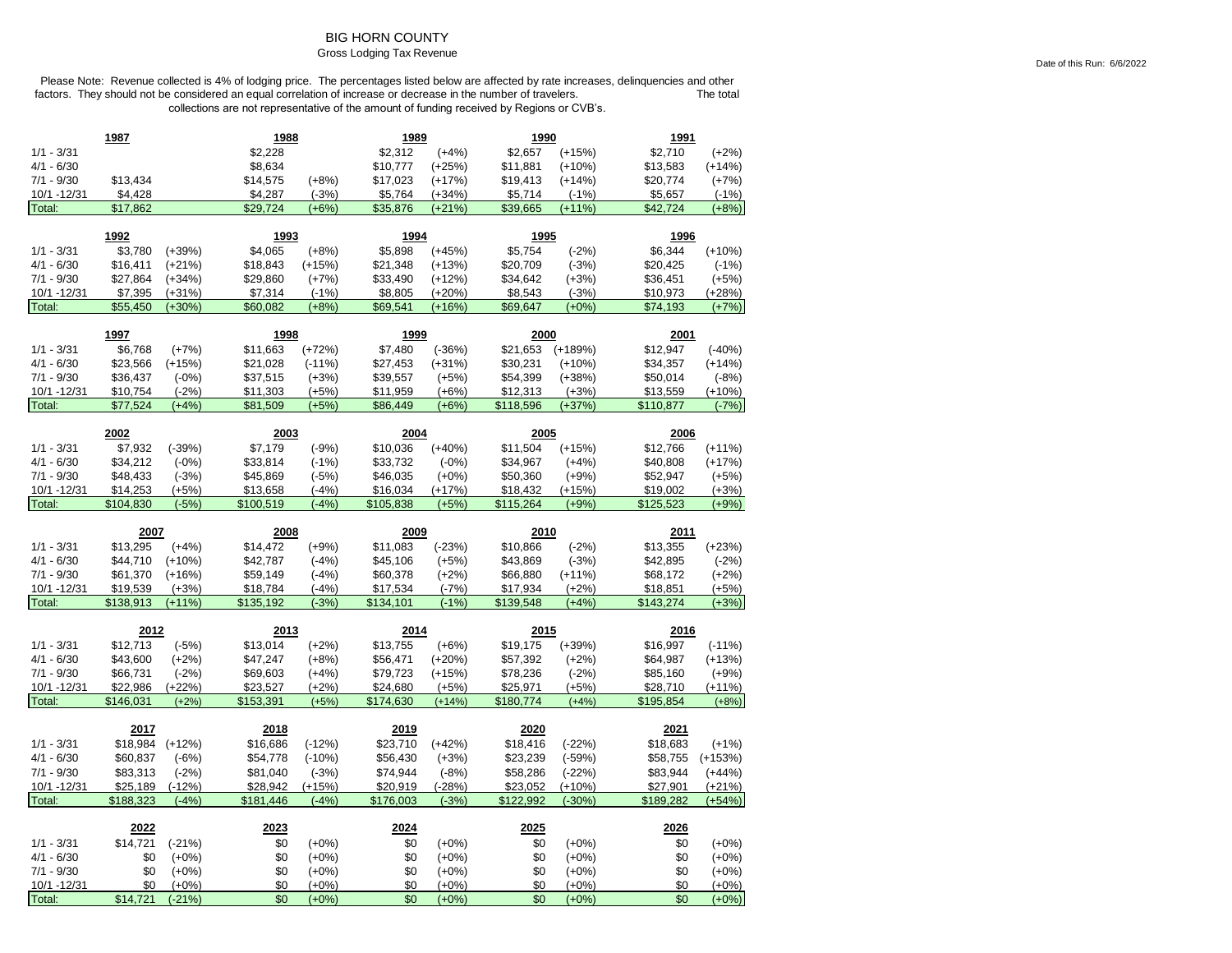# BIG HORN COUNTY

## Gross Lodging Tax Revenue

Date of this Run: 6/6/2022

Please Note: Revenue collected is 4% of lodging price. The percentages listed below are affected by rate increases, delinquencies and other factors. They should not be considered an equal correlation of increase or decrease in the number of travelers. The total collections are not representative of the amount of funding received by Regions or CVB's.

| | 1987 | | 1988 | | 1989 | | 1990 | | 1991 | |
|---|---|---|---|---|---|---|---|---|---|---|
| 1/1 - 3/31 | | | $2,228 | | $2,312 | (+4%) | $2,657 | (+15%) | $2,710 | (+2%) |
| 4/1 - 6/30 | | | $8,634 | | $10,777 | (+25%) | $11,881 | (+10%) | $13,583 | (+14%) |
| 7/1 - 9/30 | $13,434 | | $14,575 | (+8%) | $17,023 | (+17%) | $19,413 | (+14%) | $20,774 | (+7%) |
| 10/1 -12/31 | $4,428 | | $4,287 | (-3%) | $5,764 | (+34%) | $5,714 | (-1%) | $5,657 | (-1%) |
| Total: | $17,862 | | $29,724 | (+6%) | $35,876 | (+21%) | $39,665 | (+11%) | $42,724 | (+8%) |

| | 1992 | | 1993 | | 1994 | | 1995 | | 1996 | |
|---|---|---|---|---|---|---|---|---|---|---|
| 1/1 - 3/31 | $3,780 | (+39%) | $4,065 | (+8%) | $5,898 | (+45%) | $5,754 | (-2%) | $6,344 | (+10%) |
| 4/1 - 6/30 | $16,411 | (+21%) | $18,843 | (+15%) | $21,348 | (+13%) | $20,709 | (-3%) | $20,425 | (-1%) |
| 7/1 - 9/30 | $27,864 | (+34%) | $29,860 | (+7%) | $33,490 | (+12%) | $34,642 | (+3%) | $36,451 | (+5%) |
| 10/1 -12/31 | $7,395 | (+31%) | $7,314 | (-1%) | $8,805 | (+20%) | $8,543 | (-3%) | $10,973 | (+28%) |
| Total: | $55,450 | (+30%) | $60,082 | (+8%) | $69,541 | (+16%) | $69,647 | (+0%) | $74,193 | (+7%) |

| | 1997 | | 1998 | | 1999 | | 2000 | | 2001 | |
|---|---|---|---|---|---|---|---|---|---|---|
| 1/1 - 3/31 | $6,768 | (+7%) | $11,663 | (+72%) | $7,480 | (-36%) | $21,653 | (+189%) | $12,947 | (-40%) |
| 4/1 - 6/30 | $23,566 | (+15%) | $21,028 | (-11%) | $27,453 | (+31%) | $30,231 | (+10%) | $34,357 | (+14%) |
| 7/1 - 9/30 | $36,437 | (-0%) | $37,515 | (+3%) | $39,557 | (+5%) | $54,399 | (+38%) | $50,014 | (-8%) |
| 10/1 -12/31 | $10,754 | (-2%) | $11,303 | (+5%) | $11,959 | (+6%) | $12,313 | (+3%) | $13,559 | (+10%) |
| Total: | $77,524 | (+4%) | $81,509 | (+5%) | $86,449 | (+6%) | $118,596 | (+37%) | $110,877 | (-7%) |

| | 2002 | | 2003 | | 2004 | | 2005 | | 2006 | |
|---|---|---|---|---|---|---|---|---|---|---|
| 1/1 - 3/31 | $7,932 | (-39%) | $7,179 | (-9%) | $10,036 | (+40%) | $11,504 | (+15%) | $12,766 | (+11%) |
| 4/1 - 6/30 | $34,212 | (-0%) | $33,814 | (-1%) | $33,732 | (-0%) | $34,967 | (+4%) | $40,808 | (+17%) |
| 7/1 - 9/30 | $48,433 | (-3%) | $45,869 | (-5%) | $46,035 | (+0%) | $50,360 | (+9%) | $52,947 | (+5%) |
| 10/1 -12/31 | $14,253 | (+5%) | $13,658 | (-4%) | $16,034 | (+17%) | $18,432 | (+15%) | $19,002 | (+3%) |
| Total: | $104,830 | (-5%) | $100,519 | (-4%) | $105,838 | (+5%) | $115,264 | (+9%) | $125,523 | (+9%) |

| | 2007 | | 2008 | | 2009 | | 2010 | | 2011 | |
|---|---|---|---|---|---|---|---|---|---|---|
| 1/1 - 3/31 | $13,295 | (+4%) | $14,472 | (+9%) | $11,083 | (-23%) | $10,866 | (-2%) | $13,355 | (+23%) |
| 4/1 - 6/30 | $44,710 | (+10%) | $42,787 | (-4%) | $45,106 | (+5%) | $43,869 | (-3%) | $42,895 | (-2%) |
| 7/1 - 9/30 | $61,370 | (+16%) | $59,149 | (-4%) | $60,378 | (+2%) | $66,880 | (+11%) | $68,172 | (+2%) |
| 10/1 -12/31 | $19,539 | (+3%) | $18,784 | (-4%) | $17,534 | (-7%) | $17,934 | (+2%) | $18,851 | (+5%) |
| Total: | $138,913 | (+11%) | $135,192 | (-3%) | $134,101 | (-1%) | $139,548 | (+4%) | $143,274 | (+3%) |

| | 2012 | | 2013 | | 2014 | | 2015 | | 2016 | |
|---|---|---|---|---|---|---|---|---|---|---|
| 1/1 - 3/31 | $12,713 | (-5%) | $13,014 | (+2%) | $13,755 | (+6%) | $19,175 | (+39%) | $16,997 | (-11%) |
| 4/1 - 6/30 | $43,600 | (+2%) | $47,247 | (+8%) | $56,471 | (+20%) | $57,392 | (+2%) | $64,987 | (+13%) |
| 7/1 - 9/30 | $66,731 | (-2%) | $69,603 | (+4%) | $79,723 | (+15%) | $78,236 | (-2%) | $85,160 | (+9%) |
| 10/1 -12/31 | $22,986 | (+22%) | $23,527 | (+2%) | $24,680 | (+5%) | $25,971 | (+5%) | $28,710 | (+11%) |
| Total: | $146,031 | (+2%) | $153,391 | (+5%) | $174,630 | (+14%) | $180,774 | (+4%) | $195,854 | (+8%) |

| | 2017 | | 2018 | | 2019 | | 2020 | | 2021 | |
|---|---|---|---|---|---|---|---|---|---|---|
| 1/1 - 3/31 | $18,984 | (+12%) | $16,686 | (-12%) | $23,710 | (+42%) | $18,416 | (-22%) | $18,683 | (+1%) |
| 4/1 - 6/30 | $60,837 | (-6%) | $54,778 | (-10%) | $56,430 | (+3%) | $23,239 | (-59%) | $58,755 | (+153%) |
| 7/1 - 9/30 | $83,313 | (-2%) | $81,040 | (-3%) | $74,944 | (-8%) | $58,286 | (-22%) | $83,944 | (+44%) |
| 10/1 -12/31 | $25,189 | (-12%) | $28,942 | (+15%) | $20,919 | (-28%) | $23,052 | (+10%) | $27,901 | (+21%) |
| Total: | $188,323 | (-4%) | $181,446 | (-4%) | $176,003 | (-3%) | $122,992 | (-30%) | $189,282 | (+54%) |

| | 2022 | | 2023 | | 2024 | | 2025 | | 2026 | |
|---|---|---|---|---|---|---|---|---|---|---|
| 1/1 - 3/31 | $14,721 | (-21%) | $0 | (+0%) | $0 | (+0%) | $0 | (+0%) | $0 | (+0%) |
| 4/1 - 6/30 | $0 | (+0%) | $0 | (+0%) | $0 | (+0%) | $0 | (+0%) | $0 | (+0%) |
| 7/1 - 9/30 | $0 | (+0%) | $0 | (+0%) | $0 | (+0%) | $0 | (+0%) | $0 | (+0%) |
| 10/1 -12/31 | $0 | (+0%) | $0 | (+0%) | $0 | (+0%) | $0 | (+0%) | $0 | (+0%) |
| Total: | $14,721 | (-21%) | $0 | (+0%) | $0 | (+0%) | $0 | (+0%) | $0 | (+0%) |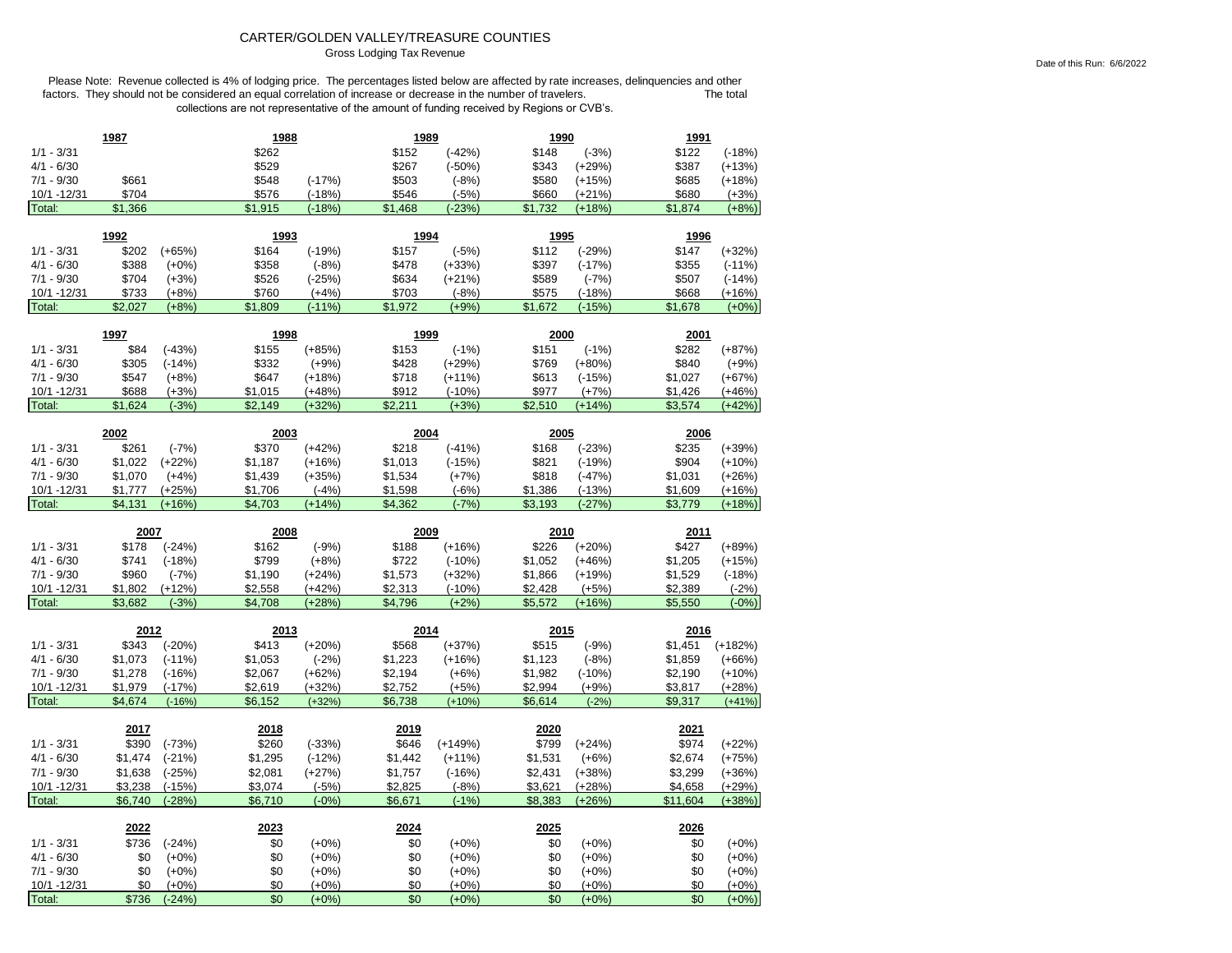# CARTER/GOLDEN VALLEY/TREASURE COUNTIES

Gross Lodging Tax Revenue

Date of this Run: 6/6/2022

Please Note: Revenue collected is 4% of lodging price. The percentages listed below are affected by rate increases, delinquencies and other factors. They should not be considered an equal correlation of increase or decrease in the number of travelers. The total collections are not representative of the amount of funding received by Regions or CVB's.

| | 1987 | | 1988 | | 1989 | | 1990 | | 1991 | |
|---|---|---|---|---|---|---|---|---|---|---|
| 1/1 - 3/31 | | | $262 | | $152 | (-42%) | $148 | (-3%) | $122 | (-18%) |
| 4/1 - 6/30 | | | $529 | | $267 | (-50%) | $343 | (+29%) | $387 | (+13%) |
| 7/1 - 9/30 | $661 | | $548 | (-17%) | $503 | (-8%) | $580 | (+15%) | $685 | (+18%) |
| 10/1 -12/31 | $704 | | $576 | (-18%) | $546 | (-5%) | $660 | (+21%) | $680 | (+3%) |
| Total: | $1,366 | | $1,915 | (-18%) | $1,468 | (-23%) | $1,732 | (+18%) | $1,874 | (+8%) |

| | 1992 | | 1993 | | 1994 | | 1995 | | 1996 | |
|---|---|---|---|---|---|---|---|---|---|---|
| 1/1 - 3/31 | $202 | (+65%) | $164 | (-19%) | $157 | (-5%) | $112 | (-29%) | $147 | (+32%) |
| 4/1 - 6/30 | $388 | (+0%) | $358 | (-8%) | $478 | (+33%) | $397 | (-17%) | $355 | (-11%) |
| 7/1 - 9/30 | $704 | (+3%) | $526 | (-25%) | $634 | (+21%) | $589 | (-7%) | $507 | (-14%) |
| 10/1 -12/31 | $733 | (+8%) | $760 | (+4%) | $703 | (-8%) | $575 | (-18%) | $668 | (+16%) |
| Total: | $2,027 | (+8%) | $1,809 | (-11%) | $1,972 | (+9%) | $1,672 | (-15%) | $1,678 | (+0%) |

| | 1997 | | 1998 | | 1999 | | 2000 | | 2001 | |
|---|---|---|---|---|---|---|---|---|---|---|
| 1/1 - 3/31 | $84 | (-43%) | $155 | (+85%) | $153 | (-1%) | $151 | (-1%) | $282 | (+87%) |
| 4/1 - 6/30 | $305 | (-14%) | $332 | (+9%) | $428 | (+29%) | $769 | (+80%) | $840 | (+9%) |
| 7/1 - 9/30 | $547 | (+8%) | $647 | (+18%) | $718 | (+11%) | $613 | (-15%) | $1,027 | (+67%) |
| 10/1 -12/31 | $688 | (+3%) | $1,015 | (+48%) | $912 | (-10%) | $977 | (+7%) | $1,426 | (+46%) |
| Total: | $1,624 | (-3%) | $2,149 | (+32%) | $2,211 | (+3%) | $2,510 | (+14%) | $3,574 | (+42%) |

| | 2002 | | 2003 | | 2004 | | 2005 | | 2006 | |
|---|---|---|---|---|---|---|---|---|---|---|
| 1/1 - 3/31 | $261 | (-7%) | $370 | (+42%) | $218 | (-41%) | $168 | (-23%) | $235 | (+39%) |
| 4/1 - 6/30 | $1,022 | (+22%) | $1,187 | (+16%) | $1,013 | (-15%) | $821 | (-19%) | $904 | (+10%) |
| 7/1 - 9/30 | $1,070 | (+4%) | $1,439 | (+35%) | $1,534 | (+7%) | $818 | (-47%) | $1,031 | (+26%) |
| 10/1 -12/31 | $1,777 | (+25%) | $1,706 | (-4%) | $1,598 | (-6%) | $1,386 | (-13%) | $1,609 | (+16%) |
| Total: | $4,131 | (+16%) | $4,703 | (+14%) | $4,362 | (-7%) | $3,193 | (-27%) | $3,779 | (+18%) |

| | 2007 | | 2008 | | 2009 | | 2010 | | 2011 | |
|---|---|---|---|---|---|---|---|---|---|---|
| 1/1 - 3/31 | $178 | (-24%) | $162 | (-9%) | $188 | (+16%) | $226 | (+20%) | $427 | (+89%) |
| 4/1 - 6/30 | $741 | (-18%) | $799 | (+8%) | $722 | (-10%) | $1,052 | (+46%) | $1,205 | (+15%) |
| 7/1 - 9/30 | $960 | (-7%) | $1,190 | (+24%) | $1,573 | (+32%) | $1,866 | (+19%) | $1,529 | (-18%) |
| 10/1 -12/31 | $1,802 | (+12%) | $2,558 | (+42%) | $2,313 | (-10%) | $2,428 | (+5%) | $2,389 | (-2%) |
| Total: | $3,682 | (-3%) | $4,708 | (+28%) | $4,796 | (+2%) | $5,572 | (+16%) | $5,550 | (-0%) |

| | 2012 | | 2013 | | 2014 | | 2015 | | 2016 | |
|---|---|---|---|---|---|---|---|---|---|---|
| 1/1 - 3/31 | $343 | (-20%) | $413 | (+20%) | $568 | (+37%) | $515 | (-9%) | $1,451 | (+182%) |
| 4/1 - 6/30 | $1,073 | (-11%) | $1,053 | (-2%) | $1,223 | (+16%) | $1,123 | (-8%) | $1,859 | (+66%) |
| 7/1 - 9/30 | $1,278 | (-16%) | $2,067 | (+62%) | $2,194 | (+6%) | $1,982 | (-10%) | $2,190 | (+10%) |
| 10/1 -12/31 | $1,979 | (-17%) | $2,619 | (+32%) | $2,752 | (+5%) | $2,994 | (+9%) | $3,817 | (+28%) |
| Total: | $4,674 | (-16%) | $6,152 | (+32%) | $6,738 | (+10%) | $6,614 | (-2%) | $9,317 | (+41%) |

| | 2017 | | 2018 | | 2019 | | 2020 | | 2021 | |
|---|---|---|---|---|---|---|---|---|---|---|
| 1/1 - 3/31 | $390 | (-73%) | $260 | (-33%) | $646 | (+149%) | $799 | (+24%) | $974 | (+22%) |
| 4/1 - 6/30 | $1,474 | (-21%) | $1,295 | (-12%) | $1,442 | (+11%) | $1,531 | (+6%) | $2,674 | (+75%) |
| 7/1 - 9/30 | $1,638 | (-25%) | $2,081 | (+27%) | $1,757 | (-16%) | $2,431 | (+38%) | $3,299 | (+36%) |
| 10/1 -12/31 | $3,238 | (-15%) | $3,074 | (-5%) | $2,825 | (-8%) | $3,621 | (+28%) | $4,658 | (+29%) |
| Total: | $6,740 | (-28%) | $6,710 | (-0%) | $6,671 | (-1%) | $8,383 | (+26%) | $11,604 | (+38%) |

| | 2022 | | 2023 | | 2024 | | 2025 | | 2026 | |
|---|---|---|---|---|---|---|---|---|---|---|
| 1/1 - 3/31 | $736 | (-24%) | $0 | (+0%) | $0 | (+0%) | $0 | (+0%) | $0 | (+0%) |
| 4/1 - 6/30 | $0 | (+0%) | $0 | (+0%) | $0 | (+0%) | $0 | (+0%) | $0 | (+0%) |
| 7/1 - 9/30 | $0 | (+0%) | $0 | (+0%) | $0 | (+0%) | $0 | (+0%) | $0 | (+0%) |
| 10/1 -12/31 | $0 | (+0%) | $0 | (+0%) | $0 | (+0%) | $0 | (+0%) | $0 | (+0%) |
| Total: | $736 | (-24%) | $0 | (+0%) | $0 | (+0%) | $0 | (+0%) | $0 | (+0%) |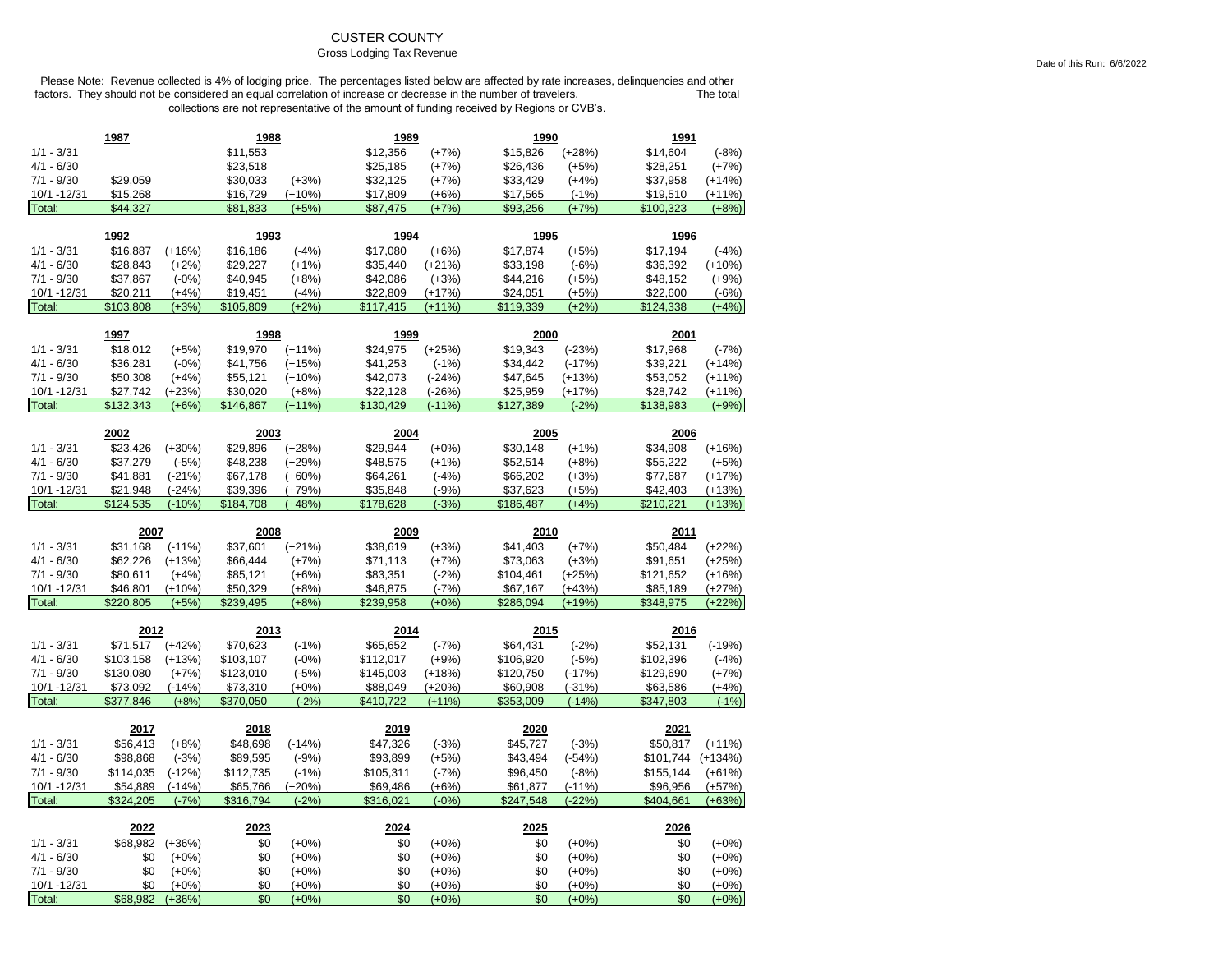# CUSTER COUNTY

## Gross Lodging Tax Revenue

Date of this Run: 6/6/2022

Please Note: Revenue collected is 4% of lodging price. The percentages listed below are affected by rate increases, delinquencies and other factors. They should not be considered an equal correlation of increase or decrease in the number of travelers. The total collections are not representative of the amount of funding received by Regions or CVB's.

| | 1987 | | 1988 | | 1989 | | 1990 | | 1991 | |
|---|---|---|---|---|---|---|---|---|---|---|
| 1/1 - 3/31 | | | $11,553 | | $12,356 | (+7%) | $15,826 | (+28%) | $14,604 | (-8%) |
| 4/1 - 6/30 | | | $23,518 | | $25,185 | (+7%) | $26,436 | (+5%) | $28,251 | (+7%) |
| 7/1 - 9/30 | $29,059 | | $30,033 | (+3%) | $32,125 | (+7%) | $33,429 | (+4%) | $37,958 | (+14%) |
| 10/1 -12/31 | $15,268 | | $16,729 | (+10%) | $17,809 | (+6%) | $17,565 | (-1%) | $19,510 | (+11%) |
| Total: | $44,327 | | $81,833 | (+5%) | $87,475 | (+7%) | $93,256 | (+7%) | $100,323 | (+8%) |

| | 1992 | | 1993 | | 1994 | | 1995 | | 1996 | |
|---|---|---|---|---|---|---|---|---|---|---|
| 1/1 - 3/31 | $16,887 | (+16%) | $16,186 | (-4%) | $17,080 | (+6%) | $17,874 | (+5%) | $17,194 | (-4%) |
| 4/1 - 6/30 | $28,843 | (+2%) | $29,227 | (+1%) | $35,440 | (+21%) | $33,198 | (-6%) | $36,392 | (+10%) |
| 7/1 - 9/30 | $37,867 | (-0%) | $40,945 | (+8%) | $42,086 | (+3%) | $44,216 | (+5%) | $48,152 | (+9%) |
| 10/1 -12/31 | $20,211 | (+4%) | $19,451 | (-4%) | $22,809 | (+17%) | $24,051 | (+5%) | $22,600 | (-6%) |
| Total: | $103,808 | (+3%) | $105,809 | (+2%) | $117,415 | (+11%) | $119,339 | (+2%) | $124,338 | (+4%) |

| | 1997 | | 1998 | | 1999 | | 2000 | | 2001 | |
|---|---|---|---|---|---|---|---|---|---|---|
| 1/1 - 3/31 | $18,012 | (+5%) | $19,970 | (+11%) | $24,975 | (+25%) | $19,343 | (-23%) | $17,968 | (-7%) |
| 4/1 - 6/30 | $36,281 | (-0%) | $41,756 | (+15%) | $41,253 | (-1%) | $34,442 | (-17%) | $39,221 | (+14%) |
| 7/1 - 9/30 | $50,308 | (+4%) | $55,121 | (+10%) | $42,073 | (-24%) | $47,645 | (+13%) | $53,052 | (+11%) |
| 10/1 -12/31 | $27,742 | (+23%) | $30,020 | (+8%) | $22,128 | (-26%) | $25,959 | (+17%) | $28,742 | (+11%) |
| Total: | $132,343 | (+6%) | $146,867 | (+11%) | $130,429 | (-11%) | $127,389 | (-2%) | $138,983 | (+9%) |

| | 2002 | | 2003 | | 2004 | | 2005 | | 2006 | |
|---|---|---|---|---|---|---|---|---|---|---|
| 1/1 - 3/31 | $23,426 | (+30%) | $29,896 | (+28%) | $29,944 | (+0%) | $30,148 | (+1%) | $34,908 | (+16%) |
| 4/1 - 6/30 | $37,279 | (-5%) | $48,238 | (+29%) | $48,575 | (+1%) | $52,514 | (+8%) | $55,222 | (+5%) |
| 7/1 - 9/30 | $41,881 | (-21%) | $67,178 | (+60%) | $64,261 | (-4%) | $66,202 | (+3%) | $77,687 | (+17%) |
| 10/1 -12/31 | $21,948 | (-24%) | $39,396 | (+79%) | $35,848 | (-9%) | $37,623 | (+5%) | $42,403 | (+13%) |
| Total: | $124,535 | (-10%) | $184,708 | (+48%) | $178,628 | (-3%) | $186,487 | (+4%) | $210,221 | (+13%) |

| | 2007 | | 2008 | | 2009 | | 2010 | | 2011 | |
|---|---|---|---|---|---|---|---|---|---|---|
| 1/1 - 3/31 | $31,168 | (-11%) | $37,601 | (+21%) | $38,619 | (+3%) | $41,403 | (+7%) | $50,484 | (+22%) |
| 4/1 - 6/30 | $62,226 | (+13%) | $66,444 | (+7%) | $71,113 | (+7%) | $73,063 | (+3%) | $91,651 | (+25%) |
| 7/1 - 9/30 | $80,611 | (+4%) | $85,121 | (+6%) | $83,351 | (-2%) | $104,461 | (+25%) | $121,652 | (+16%) |
| 10/1 -12/31 | $46,801 | (+10%) | $50,329 | (+8%) | $46,875 | (-7%) | $67,167 | (+43%) | $85,189 | (+27%) |
| Total: | $220,805 | (+5%) | $239,495 | (+8%) | $239,958 | (+0%) | $286,094 | (+19%) | $348,975 | (+22%) |

| | 2012 | | 2013 | | 2014 | | 2015 | | 2016 | |
|---|---|---|---|---|---|---|---|---|---|---|
| 1/1 - 3/31 | $71,517 | (+42%) | $70,623 | (-1%) | $65,652 | (-7%) | $64,431 | (-2%) | $52,131 | (-19%) |
| 4/1 - 6/30 | $103,158 | (+13%) | $103,107 | (-0%) | $112,017 | (+9%) | $106,920 | (-5%) | $102,396 | (-4%) |
| 7/1 - 9/30 | $130,080 | (+7%) | $123,010 | (-5%) | $145,003 | (+18%) | $120,750 | (-17%) | $129,690 | (+7%) |
| 10/1 -12/31 | $73,092 | (-14%) | $73,310 | (+0%) | $88,049 | (+20%) | $60,908 | (-31%) | $63,586 | (+4%) |
| Total: | $377,846 | (+8%) | $370,050 | (-2%) | $410,722 | (+11%) | $353,009 | (-14%) | $347,803 | (-1%) |

| | 2017 | | 2018 | | 2019 | | 2020 | | 2021 | |
|---|---|---|---|---|---|---|---|---|---|---|
| 1/1 - 3/31 | $56,413 | (+8%) | $48,698 | (-14%) | $47,326 | (-3%) | $45,727 | (-3%) | $50,817 | (+11%) |
| 4/1 - 6/30 | $98,868 | (-3%) | $89,595 | (-9%) | $93,899 | (+5%) | $43,494 | (-54%) | $101,744 | (+134%) |
| 7/1 - 9/30 | $114,035 | (-12%) | $112,735 | (-1%) | $105,311 | (-7%) | $96,450 | (-8%) | $155,144 | (+61%) |
| 10/1 -12/31 | $54,889 | (-14%) | $65,766 | (+20%) | $69,486 | (+6%) | $61,877 | (-11%) | $96,956 | (+57%) |
| Total: | $324,205 | (-7%) | $316,794 | (-2%) | $316,021 | (-0%) | $247,548 | (-22%) | $404,661 | (+63%) |

| | 2022 | | 2023 | | 2024 | | 2025 | | 2026 | |
|---|---|---|---|---|---|---|---|---|---|---|
| 1/1 - 3/31 | $68,982 | (+36%) | $0 | (+0%) | $0 | (+0%) | $0 | (+0%) | $0 | (+0%) |
| 4/1 - 6/30 | $0 | (+0%) | $0 | (+0%) | $0 | (+0%) | $0 | (+0%) | $0 | (+0%) |
| 7/1 - 9/30 | $0 | (+0%) | $0 | (+0%) | $0 | (+0%) | $0 | (+0%) | $0 | (+0%) |
| 10/1 -12/31 | $0 | (+0%) | $0 | (+0%) | $0 | (+0%) | $0 | (+0%) | $0 | (+0%) |
| Total: | $68,982 | (+36%) | $0 | (+0%) | $0 | (+0%) | $0 | (+0%) | $0 | (+0%) |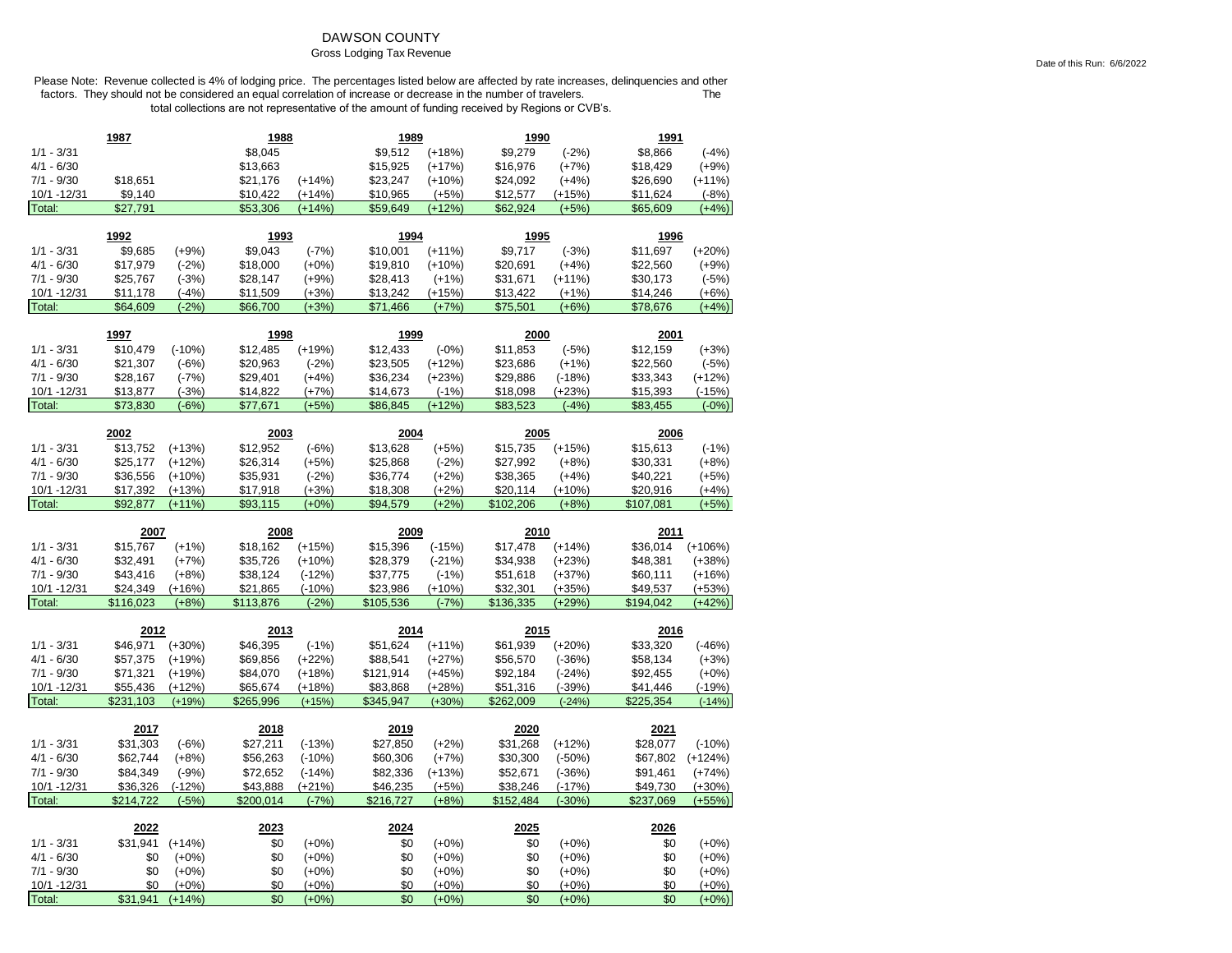# DAWSON COUNTY

## Gross Lodging Tax Revenue

Date of this Run: 6/6/2022

Please Note: Revenue collected is 4% of lodging price. The percentages listed below are affected by rate increases, delinquencies and other factors. They should not be considered an equal correlation of increase or decrease in the number of travelers. The total collections are not representative of the amount of funding received by Regions or CVB's.

| | 1987 | | 1988 | | 1989 | | 1990 | | 1991 | |
|---|---|---|---|---|---|---|---|---|---|---|
| 1/1 - 3/31 | | | $8,045 | | $9,512 | (+18%) | $9,279 | (-2%) | $8,866 | (-4%) |
| 4/1 - 6/30 | | | $13,663 | | $15,925 | (+17%) | $16,976 | (+7%) | $18,429 | (+9%) |
| 7/1 - 9/30 | $18,651 | | $21,176 | (+14%) | $23,247 | (+10%) | $24,092 | (+4%) | $26,690 | (+11%) |
| 10/1 -12/31 | $9,140 | | $10,422 | (+14%) | $10,965 | (+5%) | $12,577 | (+15%) | $11,624 | (-8%) |
| Total: | $27,791 | | $53,306 | (+14%) | $59,649 | (+12%) | $62,924 | (+5%) | $65,609 | (+4%) |

| | 1992 | | 1993 | | 1994 | | 1995 | | 1996 | |
|---|---|---|---|---|---|---|---|---|---|---|
| 1/1 - 3/31 | $9,685 | (+9%) | $9,043 | (-7%) | $10,001 | (+11%) | $9,717 | (-3%) | $11,697 | (+20%) |
| 4/1 - 6/30 | $17,979 | (-2%) | $18,000 | (+0%) | $19,810 | (+10%) | $20,691 | (+4%) | $22,560 | (+9%) |
| 7/1 - 9/30 | $25,767 | (-3%) | $28,147 | (+9%) | $28,413 | (+1%) | $31,671 | (+11%) | $30,173 | (-5%) |
| 10/1 -12/31 | $11,178 | (-4%) | $11,509 | (+3%) | $13,242 | (+15%) | $13,422 | (+1%) | $14,246 | (+6%) |
| Total: | $64,609 | (-2%) | $66,700 | (+3%) | $71,466 | (+7%) | $75,501 | (+6%) | $78,676 | (+4%) |

| | 1997 | | 1998 | | 1999 | | 2000 | | 2001 | |
|---|---|---|---|---|---|---|---|---|---|---|
| 1/1 - 3/31 | $10,479 | (-10%) | $12,485 | (+19%) | $12,433 | (-0%) | $11,853 | (-5%) | $12,159 | (+3%) |
| 4/1 - 6/30 | $21,307 | (-6%) | $20,963 | (-2%) | $23,505 | (+12%) | $23,686 | (+1%) | $22,560 | (-5%) |
| 7/1 - 9/30 | $28,167 | (-7%) | $29,401 | (+4%) | $36,234 | (+23%) | $29,886 | (-18%) | $33,343 | (+12%) |
| 10/1 -12/31 | $13,877 | (-3%) | $14,822 | (+7%) | $14,673 | (-1%) | $18,098 | (+23%) | $15,393 | (-15%) |
| Total: | $73,830 | (-6%) | $77,671 | (+5%) | $86,845 | (+12%) | $83,523 | (-4%) | $83,455 | (-0%) |

| | 2002 | | 2003 | | 2004 | | 2005 | | 2006 | |
|---|---|---|---|---|---|---|---|---|---|---|
| 1/1 - 3/31 | $13,752 | (+13%) | $12,952 | (-6%) | $13,628 | (+5%) | $15,735 | (+15%) | $15,613 | (-1%) |
| 4/1 - 6/30 | $25,177 | (+12%) | $26,314 | (+5%) | $25,868 | (-2%) | $27,992 | (+8%) | $30,331 | (+8%) |
| 7/1 - 9/30 | $36,556 | (+10%) | $35,931 | (-2%) | $36,774 | (+2%) | $38,365 | (+4%) | $40,221 | (+5%) |
| 10/1 -12/31 | $17,392 | (+13%) | $17,918 | (+3%) | $18,308 | (+2%) | $20,114 | (+10%) | $20,916 | (+4%) |
| Total: | $92,877 | (+11%) | $93,115 | (+0%) | $94,579 | (+2%) | $102,206 | (+8%) | $107,081 | (+5%) |

| | 2007 | | 2008 | | 2009 | | 2010 | | 2011 | |
|---|---|---|---|---|---|---|---|---|---|---|
| 1/1 - 3/31 | $15,767 | (+1%) | $18,162 | (+15%) | $15,396 | (-15%) | $17,478 | (+14%) | $36,014 | (+106%) |
| 4/1 - 6/30 | $32,491 | (+7%) | $35,726 | (+10%) | $28,379 | (-21%) | $34,938 | (+23%) | $48,381 | (+38%) |
| 7/1 - 9/30 | $43,416 | (+8%) | $38,124 | (-12%) | $37,775 | (-1%) | $51,618 | (+37%) | $60,111 | (+16%) |
| 10/1 -12/31 | $24,349 | (+16%) | $21,865 | (-10%) | $23,986 | (+10%) | $32,301 | (+35%) | $49,537 | (+53%) |
| Total: | $116,023 | (+8%) | $113,876 | (-2%) | $105,536 | (-7%) | $136,335 | (+29%) | $194,042 | (+42%) |

| | 2012 | | 2013 | | 2014 | | 2015 | | 2016 | |
|---|---|---|---|---|---|---|---|---|---|---|
| 1/1 - 3/31 | $46,971 | (+30%) | $46,395 | (-1%) | $51,624 | (+11%) | $61,939 | (+20%) | $33,320 | (-46%) |
| 4/1 - 6/30 | $57,375 | (+19%) | $69,856 | (+22%) | $88,541 | (+27%) | $56,570 | (-36%) | $58,134 | (+3%) |
| 7/1 - 9/30 | $71,321 | (+19%) | $84,070 | (+18%) | $121,914 | (+45%) | $92,184 | (-24%) | $92,455 | (+0%) |
| 10/1 -12/31 | $55,436 | (+12%) | $65,674 | (+18%) | $83,868 | (+28%) | $51,316 | (-39%) | $41,446 | (-19%) |
| Total: | $231,103 | (+19%) | $265,996 | (+15%) | $345,947 | (+30%) | $262,009 | (-24%) | $225,354 | (-14%) |

| | 2017 | | 2018 | | 2019 | | 2020 | | 2021 | |
|---|---|---|---|---|---|---|---|---|---|---|
| 1/1 - 3/31 | $31,303 | (-6%) | $27,211 | (-13%) | $27,850 | (+2%) | $31,268 | (+12%) | $28,077 | (-10%) |
| 4/1 - 6/30 | $62,744 | (+8%) | $56,263 | (-10%) | $60,306 | (+7%) | $30,300 | (-50%) | $67,802 | (+124%) |
| 7/1 - 9/30 | $84,349 | (-9%) | $72,652 | (-14%) | $82,336 | (+13%) | $52,671 | (-36%) | $91,461 | (+74%) |
| 10/1 -12/31 | $36,326 | (-12%) | $43,888 | (+21%) | $46,235 | (+5%) | $38,246 | (-17%) | $49,730 | (+30%) |
| Total: | $214,722 | (-5%) | $200,014 | (-7%) | $216,727 | (+8%) | $152,484 | (-30%) | $237,069 | (+55%) |

| | 2022 | | 2023 | | 2024 | | 2025 | | 2026 | |
|---|---|---|---|---|---|---|---|---|---|---|
| 1/1 - 3/31 | $31,941 | (+14%) | $0 | (+0%) | $0 | (+0%) | $0 | (+0%) | $0 | (+0%) |
| 4/1 - 6/30 | $0 | (+0%) | $0 | (+0%) | $0 | (+0%) | $0 | (+0%) | $0 | (+0%) |
| 7/1 - 9/30 | $0 | (+0%) | $0 | (+0%) | $0 | (+0%) | $0 | (+0%) | $0 | (+0%) |
| 10/1 -12/31 | $0 | (+0%) | $0 | (+0%) | $0 | (+0%) | $0 | (+0%) | $0 | (+0%) |
| Total: | $31,941 | (+14%) | $0 | (+0%) | $0 | (+0%) | $0 | (+0%) | $0 | (+0%) |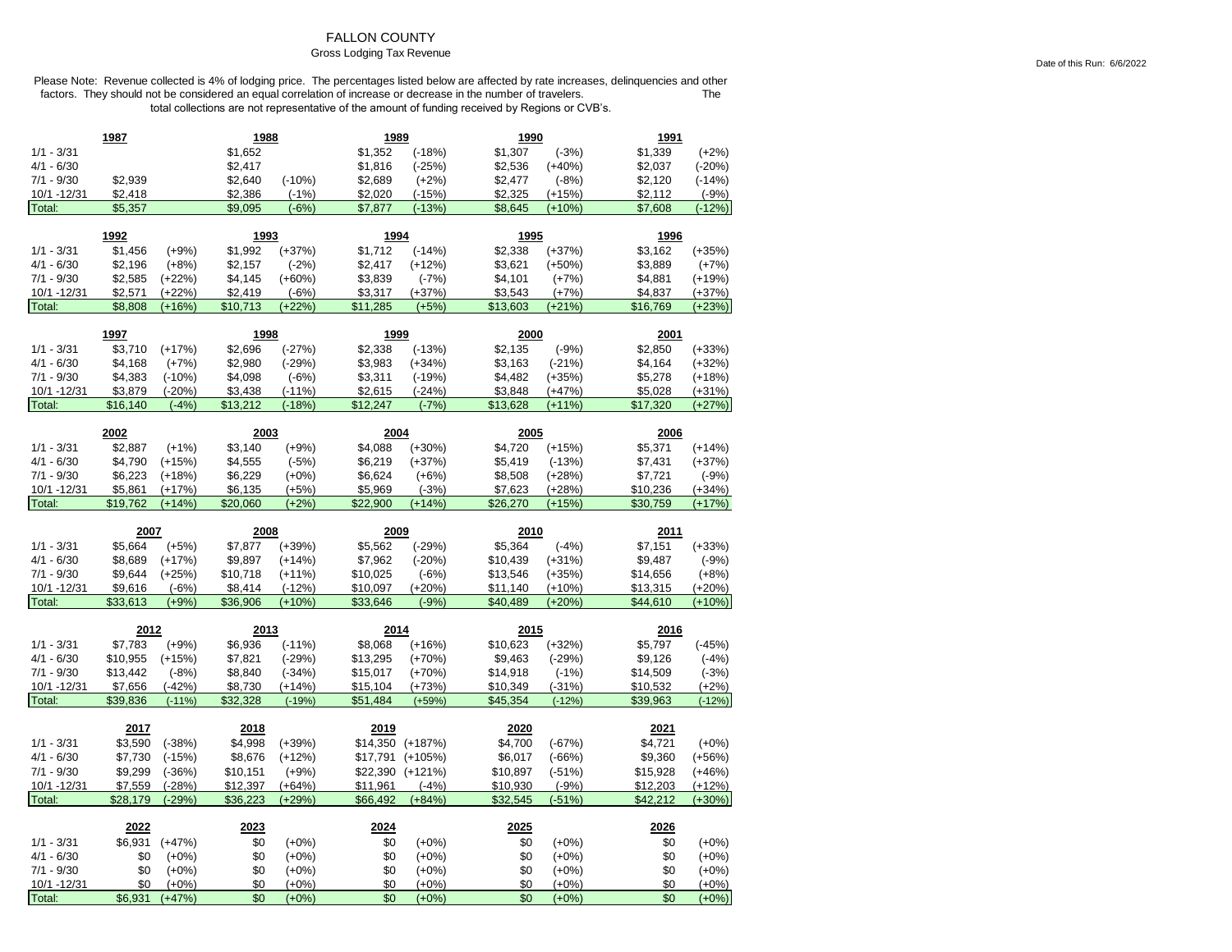# FALLON COUNTY

Gross Lodging Tax Revenue

Date of this Run: 6/6/2022

Please Note: Revenue collected is 4% of lodging price. The percentages listed below are affected by rate increases, delinquencies and other factors. They should not be considered an equal correlation of increase or decrease in the number of travelers. The total collections are not representative of the amount of funding received by Regions or CVB's.

| | 1987 | | 1988 | | 1989 | | 1990 | | 1991 | |
|---|---|---|---|---|---|---|---|---|---|---|
| 1/1 - 3/31 | | | $1,652 | | $1,352 | (-18%) | $1,307 | (-3%) | $1,339 | (+2%) |
| 4/1 - 6/30 | | | $2,417 | | $1,816 | (-25%) | $2,536 | (+40%) | $2,037 | (-20%) |
| 7/1 - 9/30 | $2,939 | | $2,640 | (-10%) | $2,689 | (+2%) | $2,477 | (-8%) | $2,120 | (-14%) |
| 10/1 -12/31 | $2,418 | | $2,386 | (-1%) | $2,020 | (-15%) | $2,325 | (+15%) | $2,112 | (-9%) |
| Total: | $5,357 | | $9,095 | (-6%) | $7,877 | (-13%) | $8,645 | (+10%) | $7,608 | (-12%) |

| | 1992 | | 1993 | | 1994 | | 1995 | | 1996 | |
|---|---|---|---|---|---|---|---|---|---|---|
| 1/1 - 3/31 | $1,456 | (+9%) | $1,992 | (+37%) | $1,712 | (-14%) | $2,338 | (+37%) | $3,162 | (+35%) |
| 4/1 - 6/30 | $2,196 | (+8%) | $2,157 | (-2%) | $2,417 | (+12%) | $3,621 | (+50%) | $3,889 | (+7%) |
| 7/1 - 9/30 | $2,585 | (+22%) | $4,145 | (+60%) | $3,839 | (-7%) | $4,101 | (+7%) | $4,881 | (+19%) |
| 10/1 -12/31 | $2,571 | (+22%) | $2,419 | (-6%) | $3,317 | (+37%) | $3,543 | (+7%) | $4,837 | (+37%) |
| Total: | $8,808 | (+16%) | $10,713 | (+22%) | $11,285 | (+5%) | $13,603 | (+21%) | $16,769 | (+23%) |

| | 1997 | | 1998 | | 1999 | | 2000 | | 2001 | |
|---|---|---|---|---|---|---|---|---|---|---|
| 1/1 - 3/31 | $3,710 | (+17%) | $2,696 | (-27%) | $2,338 | (-13%) | $2,135 | (-9%) | $2,850 | (+33%) |
| 4/1 - 6/30 | $4,168 | (+7%) | $2,980 | (-29%) | $3,983 | (+34%) | $3,163 | (-21%) | $4,164 | (+32%) |
| 7/1 - 9/30 | $4,383 | (-10%) | $4,098 | (-6%) | $3,311 | (-19%) | $4,482 | (+35%) | $5,278 | (+18%) |
| 10/1 -12/31 | $3,879 | (-20%) | $3,438 | (-11%) | $2,615 | (-24%) | $3,848 | (+47%) | $5,028 | (+31%) |
| Total: | $16,140 | (-4%) | $13,212 | (-18%) | $12,247 | (-7%) | $13,628 | (+11%) | $17,320 | (+27%) |

| | 2002 | | 2003 | | 2004 | | 2005 | | 2006 | |
|---|---|---|---|---|---|---|---|---|---|---|
| 1/1 - 3/31 | $2,887 | (+1%) | $3,140 | (+9%) | $4,088 | (+30%) | $4,720 | (+15%) | $5,371 | (+14%) |
| 4/1 - 6/30 | $4,790 | (+15%) | $4,555 | (-5%) | $6,219 | (+37%) | $5,419 | (-13%) | $7,431 | (+37%) |
| 7/1 - 9/30 | $6,223 | (+18%) | $6,229 | (+0%) | $6,624 | (+6%) | $8,508 | (+28%) | $7,721 | (-9%) |
| 10/1 -12/31 | $5,861 | (+17%) | $6,135 | (+5%) | $5,969 | (-3%) | $7,623 | (+28%) | $10,236 | (+34%) |
| Total: | $19,762 | (+14%) | $20,060 | (+2%) | $22,900 | (+14%) | $26,270 | (+15%) | $30,759 | (+17%) |

| | 2007 | | 2008 | | 2009 | | 2010 | | 2011 | |
|---|---|---|---|---|---|---|---|---|---|---|
| 1/1 - 3/31 | $5,664 | (+5%) | $7,877 | (+39%) | $5,562 | (-29%) | $5,364 | (-4%) | $7,151 | (+33%) |
| 4/1 - 6/30 | $8,689 | (+17%) | $9,897 | (+14%) | $7,962 | (-20%) | $10,439 | (+31%) | $9,487 | (-9%) |
| 7/1 - 9/30 | $9,644 | (+25%) | $10,718 | (+11%) | $10,025 | (-6%) | $13,546 | (+35%) | $14,656 | (+8%) |
| 10/1 -12/31 | $9,616 | (-6%) | $8,414 | (-12%) | $10,097 | (+20%) | $11,140 | (+10%) | $13,315 | (+20%) |
| Total: | $33,613 | (+9%) | $36,906 | (+10%) | $33,646 | (-9%) | $40,489 | (+20%) | $44,610 | (+10%) |

| | 2012 | | 2013 | | 2014 | | 2015 | | 2016 | |
|---|---|---|---|---|---|---|---|---|---|---|
| 1/1 - 3/31 | $7,783 | (+9%) | $6,936 | (-11%) | $8,068 | (+16%) | $10,623 | (+32%) | $5,797 | (-45%) |
| 4/1 - 6/30 | $10,955 | (+15%) | $7,821 | (-29%) | $13,295 | (+70%) | $9,463 | (-29%) | $9,126 | (-4%) |
| 7/1 - 9/30 | $13,442 | (-8%) | $8,840 | (-34%) | $15,017 | (+70%) | $14,918 | (-1%) | $14,509 | (-3%) |
| 10/1 -12/31 | $7,656 | (-42%) | $8,730 | (+14%) | $15,104 | (+73%) | $10,349 | (-31%) | $10,532 | (+2%) |
| Total: | $39,836 | (-11%) | $32,328 | (-19%) | $51,484 | (+59%) | $45,354 | (-12%) | $39,963 | (-12%) |

| | 2017 | | 2018 | | 2019 | | 2020 | | 2021 | |
|---|---|---|---|---|---|---|---|---|---|---|
| 1/1 - 3/31 | $3,590 | (-38%) | $4,998 | (+39%) | $14,350 | (+187%) | $4,700 | (-67%) | $4,721 | (+0%) |
| 4/1 - 6/30 | $7,730 | (-15%) | $8,676 | (+12%) | $17,791 | (+105%) | $6,017 | (-66%) | $9,360 | (+56%) |
| 7/1 - 9/30 | $9,299 | (-36%) | $10,151 | (+9%) | $22,390 | (+121%) | $10,897 | (-51%) | $15,928 | (+46%) |
| 10/1 -12/31 | $7,559 | (-28%) | $12,397 | (+64%) | $11,961 | (-4%) | $10,930 | (-9%) | $12,203 | (+12%) |
| Total: | $28,179 | (-29%) | $36,223 | (+29%) | $66,492 | (+84%) | $32,545 | (-51%) | $42,212 | (+30%) |

| | 2022 | | 2023 | | 2024 | | 2025 | | 2026 | |
|---|---|---|---|---|---|---|---|---|---|---|
| 1/1 - 3/31 | $6,931 | (+47%) | $0 | (+0%) | $0 | (+0%) | $0 | (+0%) | $0 | (+0%) |
| 4/1 - 6/30 | $0 | (+0%) | $0 | (+0%) | $0 | (+0%) | $0 | (+0%) | $0 | (+0%) |
| 7/1 - 9/30 | $0 | (+0%) | $0 | (+0%) | $0 | (+0%) | $0 | (+0%) | $0 | (+0%) |
| 10/1 -12/31 | $0 | (+0%) | $0 | (+0%) | $0 | (+0%) | $0 | (+0%) | $0 | (+0%) |
| Total: | $6,931 | (+47%) | $0 | (+0%) | $0 | (+0%) | $0 | (+0%) | $0 | (+0%) |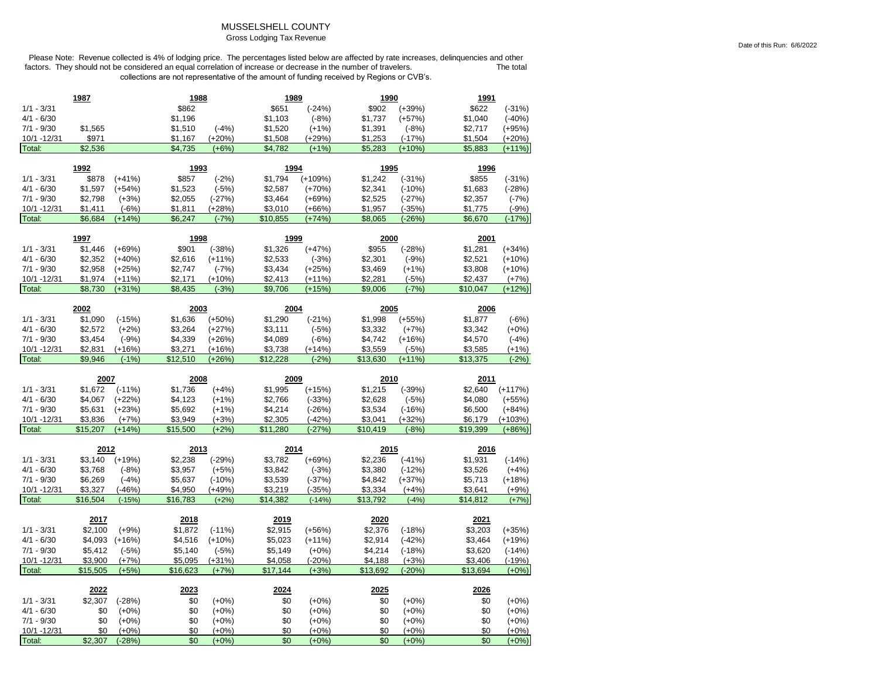# MUSSELSHELL COUNTY

Gross Lodging Tax Revenue

Date of this Run: 6/6/2022

Please Note: Revenue collected is 4% of lodging price. The percentages listed below are affected by rate increases, delinquencies and other factors. They should not be considered an equal correlation of increase or decrease in the number of travelers. The total collections are not representative of the amount of funding received by Regions or CVB's.

| | 1987 | | 1988 | | 1989 | | 1990 | | 1991 | |
|---|---|---|---|---|---|---|---|---|---|---|
| 1/1 - 3/31 | | | $862 | | $651 | (-24%) | $902 | (+39%) | $622 | (-31%) |
| 4/1 - 6/30 | | | $1,196 | | $1,103 | (-8%) | $1,737 | (+57%) | $1,040 | (-40%) |
| 7/1 - 9/30 | $1,565 | | $1,510 | (-4%) | $1,520 | (+1%) | $1,391 | (-8%) | $2,717 | (+95%) |
| 10/1 -12/31 | $971 | | $1,167 | (+20%) | $1,508 | (+29%) | $1,253 | (-17%) | $1,504 | (+20%) |
| Total: | $2,536 | | $4,735 | (+6%) | $4,782 | (+1%) | $5,283 | (+10%) | $5,883 | (+11%) |

| | 1992 | | 1993 | | 1994 | | 1995 | | 1996 | |
|---|---|---|---|---|---|---|---|---|---|---|
| 1/1 - 3/31 | $878 | (+41%) | $857 | (-2%) | $1,794 | (+109%) | $1,242 | (-31%) | $855 | (-31%) |
| 4/1 - 6/30 | $1,597 | (+54%) | $1,523 | (-5%) | $2,587 | (+70%) | $2,341 | (-10%) | $1,683 | (-28%) |
| 7/1 - 9/30 | $2,798 | (+3%) | $2,055 | (-27%) | $3,464 | (+69%) | $2,525 | (-27%) | $2,357 | (-7%) |
| 10/1 -12/31 | $1,411 | (-6%) | $1,811 | (+28%) | $3,010 | (+66%) | $1,957 | (-35%) | $1,775 | (-9%) |
| Total: | $6,684 | (+14%) | $6,247 | (-7%) | $10,855 | (+74%) | $8,065 | (-26%) | $6,670 | (-17%) |

| | 1997 | | 1998 | | 1999 | | 2000 | | 2001 | |
|---|---|---|---|---|---|---|---|---|---|---|
| 1/1 - 3/31 | $1,446 | (+69%) | $901 | (-38%) | $1,326 | (+47%) | $955 | (-28%) | $1,281 | (+34%) |
| 4/1 - 6/30 | $2,352 | (+40%) | $2,616 | (+11%) | $2,533 | (-3%) | $2,301 | (-9%) | $2,521 | (+10%) |
| 7/1 - 9/30 | $2,958 | (+25%) | $2,747 | (-7%) | $3,434 | (+25%) | $3,469 | (+1%) | $3,808 | (+10%) |
| 10/1 -12/31 | $1,974 | (+11%) | $2,171 | (+10%) | $2,413 | (+11%) | $2,281 | (-5%) | $2,437 | (+7%) |
| Total: | $8,730 | (+31%) | $8,435 | (-3%) | $9,706 | (+15%) | $9,006 | (-7%) | $10,047 | (+12%) |

| | 2002 | | 2003 | | 2004 | | 2005 | | 2006 | |
|---|---|---|---|---|---|---|---|---|---|---|
| 1/1 - 3/31 | $1,090 | (-15%) | $1,636 | (+50%) | $1,290 | (-21%) | $1,998 | (+55%) | $1,877 | (-6%) |
| 4/1 - 6/30 | $2,572 | (+2%) | $3,264 | (+27%) | $3,111 | (-5%) | $3,332 | (+7%) | $3,342 | (+0%) |
| 7/1 - 9/30 | $3,454 | (-9%) | $4,339 | (+26%) | $4,089 | (-6%) | $4,742 | (+16%) | $4,570 | (-4%) |
| 10/1 -12/31 | $2,831 | (+16%) | $3,271 | (+16%) | $3,738 | (+14%) | $3,559 | (-5%) | $3,585 | (+1%) |
| Total: | $9,946 | (-1%) | $12,510 | (+26%) | $12,228 | (-2%) | $13,630 | (+11%) | $13,375 | (-2%) |

| | 2007 | | 2008 | | 2009 | | 2010 | | 2011 | |
|---|---|---|---|---|---|---|---|---|---|---|
| 1/1 - 3/31 | $1,672 | (-11%) | $1,736 | (+4%) | $1,995 | (+15%) | $1,215 | (-39%) | $2,640 | (+117%) |
| 4/1 - 6/30 | $4,067 | (+22%) | $4,123 | (+1%) | $2,766 | (-33%) | $2,628 | (-5%) | $4,080 | (+55%) |
| 7/1 - 9/30 | $5,631 | (+23%) | $5,692 | (+1%) | $4,214 | (-26%) | $3,534 | (-16%) | $6,500 | (+84%) |
| 10/1 -12/31 | $3,836 | (+7%) | $3,949 | (+3%) | $2,305 | (-42%) | $3,041 | (+32%) | $6,179 | (+103%) |
| Total: | $15,207 | (+14%) | $15,500 | (+2%) | $11,280 | (-27%) | $10,419 | (-8%) | $19,399 | (+86%) |

| | 2012 | | 2013 | | 2014 | | 2015 | | 2016 | |
|---|---|---|---|---|---|---|---|---|---|---|
| 1/1 - 3/31 | $3,140 | (+19%) | $2,238 | (-29%) | $3,782 | (+69%) | $2,236 | (-41%) | $1,931 | (-14%) |
| 4/1 - 6/30 | $3,768 | (-8%) | $3,957 | (+5%) | $3,842 | (-3%) | $3,380 | (-12%) | $3,526 | (+4%) |
| 7/1 - 9/30 | $6,269 | (-4%) | $5,637 | (-10%) | $3,539 | (-37%) | $4,842 | (+37%) | $5,713 | (+18%) |
| 10/1 -12/31 | $3,327 | (-46%) | $4,950 | (+49%) | $3,219 | (-35%) | $3,334 | (+4%) | $3,641 | (+9%) |
| Total: | $16,504 | (-15%) | $16,783 | (+2%) | $14,382 | (-14%) | $13,792 | (-4%) | $14,812 | (+7%) |

| | 2017 | | 2018 | | 2019 | | 2020 | | 2021 | |
|---|---|---|---|---|---|---|---|---|---|---|
| 1/1 - 3/31 | $2,100 | (+9%) | $1,872 | (-11%) | $2,915 | (+56%) | $2,376 | (-18%) | $3,203 | (+35%) |
| 4/1 - 6/30 | $4,093 | (+16%) | $4,516 | (+10%) | $5,023 | (+11%) | $2,914 | (-42%) | $3,464 | (+19%) |
| 7/1 - 9/30 | $5,412 | (-5%) | $5,140 | (-5%) | $5,149 | (+0%) | $4,214 | (-18%) | $3,620 | (-14%) |
| 10/1 -12/31 | $3,900 | (+7%) | $5,095 | (+31%) | $4,058 | (-20%) | $4,188 | (+3%) | $3,406 | (-19%) |
| Total: | $15,505 | (+5%) | $16,623 | (+7%) | $17,144 | (+3%) | $13,692 | (-20%) | $13,694 | (+0%) |

| | 2022 | | 2023 | | 2024 | | 2025 | | 2026 | |
|---|---|---|---|---|---|---|---|---|---|---|
| 1/1 - 3/31 | $2,307 | (-28%) | $0 | (+0%) | $0 | (+0%) | $0 | (+0%) | $0 | (+0%) |
| 4/1 - 6/30 | $0 | (+0%) | $0 | (+0%) | $0 | (+0%) | $0 | (+0%) | $0 | (+0%) |
| 7/1 - 9/30 | $0 | (+0%) | $0 | (+0%) | $0 | (+0%) | $0 | (+0%) | $0 | (+0%) |
| 10/1 -12/31 | $0 | (+0%) | $0 | (+0%) | $0 | (+0%) | $0 | (+0%) | $0 | (+0%) |
| Total: | $2,307 | (-28%) | $0 | (+0%) | $0 | (+0%) | $0 | (+0%) | $0 | (+0%) |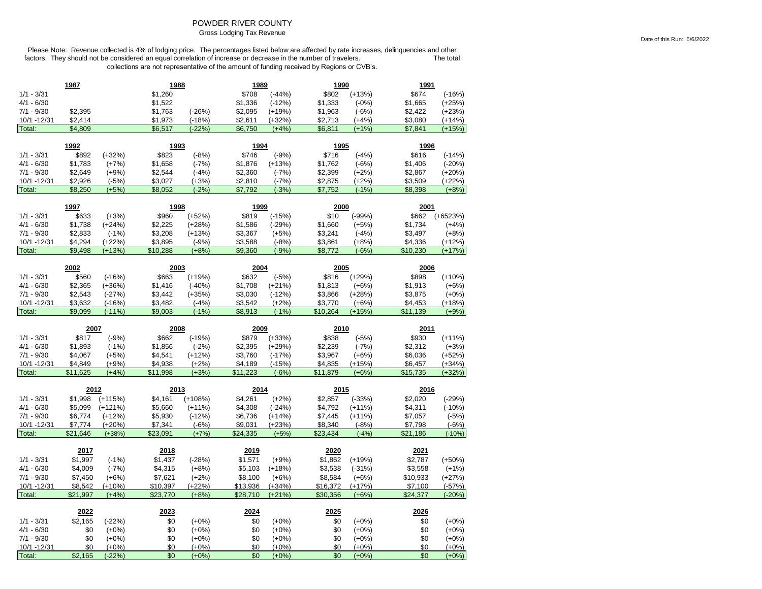# POWDER RIVER COUNTY

Gross Lodging Tax Revenue

Date of this Run: 6/6/2022

Please Note: Revenue collected is 4% of lodging price. The percentages listed below are affected by rate increases, delinquencies and other factors. They should not be considered an equal correlation of increase or decrease in the number of travelers. The total collections are not representative of the amount of funding received by Regions or CVB's.

| | 1987 | | 1988 | | 1989 | | 1990 | | 1991 | |
|---|---|---|---|---|---|---|---|---|---|---|
| 1/1 - 3/31 | | | $1,260 | | $708 | (-44%) | $802 | (+13%) | $674 | (-16%) |
| 4/1 - 6/30 | | | $1,522 | | $1,336 | (-12%) | $1,333 | (-0%) | $1,665 | (+25%) |
| 7/1 - 9/30 | $2,395 | | $1,763 | (-26%) | $2,095 | (+19%) | $1,963 | (-6%) | $2,422 | (+23%) |
| 10/1 -12/31 | $2,414 | | $1,973 | (-18%) | $2,611 | (+32%) | $2,713 | (+4%) | $3,080 | (+14%) |
| Total: | $4,809 | | $6,517 | (-22%) | $6,750 | (+4%) | $6,811 | (+1%) | $7,841 | (+15%) |

| | 1992 | | 1993 | | 1994 | | 1995 | | 1996 | |
|---|---|---|---|---|---|---|---|---|---|---|
| 1/1 - 3/31 | $892 | (+32%) | $823 | (-8%) | $746 | (-9%) | $716 | (-4%) | $616 | (-14%) |
| 4/1 - 6/30 | $1,783 | (+7%) | $1,658 | (-7%) | $1,876 | (+13%) | $1,762 | (-6%) | $1,406 | (-20%) |
| 7/1 - 9/30 | $2,649 | (+9%) | $2,544 | (-4%) | $2,360 | (-7%) | $2,399 | (+2%) | $2,867 | (+20%) |
| 10/1 -12/31 | $2,926 | (-5%) | $3,027 | (+3%) | $2,810 | (-7%) | $2,875 | (+2%) | $3,509 | (+22%) |
| Total: | $8,250 | (+5%) | $8,052 | (-2%) | $7,792 | (-3%) | $7,752 | (-1%) | $8,398 | (+8%) |

| | 1997 | | 1998 | | 1999 | | 2000 | | 2001 | |
|---|---|---|---|---|---|---|---|---|---|---|
| 1/1 - 3/31 | $633 | (+3%) | $960 | (+52%) | $819 | (-15%) | $10 | (-99%) | $662 | (+6523%) |
| 4/1 - 6/30 | $1,738 | (+24%) | $2,225 | (+28%) | $1,586 | (-29%) | $1,660 | (+5%) | $1,734 | (+4%) |
| 7/1 - 9/30 | $2,833 | (-1%) | $3,208 | (+13%) | $3,367 | (+5%) | $3,241 | (-4%) | $3,497 | (+8%) |
| 10/1 -12/31 | $4,294 | (+22%) | $3,895 | (-9%) | $3,588 | (-8%) | $3,861 | (+8%) | $4,336 | (+12%) |
| Total: | $9,498 | (+13%) | $10,288 | (+8%) | $9,360 | (-9%) | $8,772 | (-6%) | $10,230 | (+17%) |

| | 2002 | | 2003 | | 2004 | | 2005 | | 2006 | |
|---|---|---|---|---|---|---|---|---|---|---|
| 1/1 - 3/31 | $560 | (-16%) | $663 | (+19%) | $632 | (-5%) | $816 | (+29%) | $898 | (+10%) |
| 4/1 - 6/30 | $2,365 | (+36%) | $1,416 | (-40%) | $1,708 | (+21%) | $1,813 | (+6%) | $1,913 | (+6%) |
| 7/1 - 9/30 | $2,543 | (-27%) | $3,442 | (+35%) | $3,030 | (-12%) | $3,866 | (+28%) | $3,875 | (+0%) |
| 10/1 -12/31 | $3,632 | (-16%) | $3,482 | (-4%) | $3,542 | (+2%) | $3,770 | (+6%) | $4,453 | (+18%) |
| Total: | $9,099 | (-11%) | $9,003 | (-1%) | $8,913 | (-1%) | $10,264 | (+15%) | $11,139 | (+9%) |

| | 2007 | | 2008 | | 2009 | | 2010 | | 2011 | |
|---|---|---|---|---|---|---|---|---|---|---|
| 1/1 - 3/31 | $817 | (-9%) | $662 | (-19%) | $879 | (+33%) | $838 | (-5%) | $930 | (+11%) |
| 4/1 - 6/30 | $1,893 | (-1%) | $1,856 | (-2%) | $2,395 | (+29%) | $2,239 | (-7%) | $2,312 | (+3%) |
| 7/1 - 9/30 | $4,067 | (+5%) | $4,541 | (+12%) | $3,760 | (-17%) | $3,967 | (+6%) | $6,036 | (+52%) |
| 10/1 -12/31 | $4,849 | (+9%) | $4,938 | (+2%) | $4,189 | (-15%) | $4,835 | (+15%) | $6,457 | (+34%) |
| Total: | $11,625 | (+4%) | $11,998 | (+3%) | $11,223 | (-6%) | $11,879 | (+6%) | $15,735 | (+32%) |

| | 2012 | | 2013 | | 2014 | | 2015 | | 2016 | |
|---|---|---|---|---|---|---|---|---|---|---|
| 1/1 - 3/31 | $1,998 | (+115%) | $4,161 | (+108%) | $4,261 | (+2%) | $2,857 | (-33%) | $2,020 | (-29%) |
| 4/1 - 6/30 | $5,099 | (+121%) | $5,660 | (+11%) | $4,308 | (-24%) | $4,792 | (+11%) | $4,311 | (-10%) |
| 7/1 - 9/30 | $6,774 | (+12%) | $5,930 | (-12%) | $6,736 | (+14%) | $7,445 | (+11%) | $7,057 | (-5%) |
| 10/1 -12/31 | $7,774 | (+20%) | $7,341 | (-6%) | $9,031 | (+23%) | $8,340 | (-8%) | $7,798 | (-6%) |
| Total: | $21,646 | (+38%) | $23,091 | (+7%) | $24,335 | (+5%) | $23,434 | (-4%) | $21,186 | (-10%) |

| | 2017 | | 2018 | | 2019 | | 2020 | | 2021 | |
|---|---|---|---|---|---|---|---|---|---|---|
| 1/1 - 3/31 | $1,997 | (-1%) | $1,437 | (-28%) | $1,571 | (+9%) | $1,862 | (+19%) | $2,787 | (+50%) |
| 4/1 - 6/30 | $4,009 | (-7%) | $4,315 | (+8%) | $5,103 | (+18%) | $3,538 | (-31%) | $3,558 | (+1%) |
| 7/1 - 9/30 | $7,450 | (+6%) | $7,621 | (+2%) | $8,100 | (+6%) | $8,584 | (+6%) | $10,933 | (+27%) |
| 10/1 -12/31 | $8,542 | (+10%) | $10,397 | (+22%) | $13,936 | (+34%) | $16,372 | (+17%) | $7,100 | (-57%) |
| Total: | $21,997 | (+4%) | $23,770 | (+8%) | $28,710 | (+21%) | $30,356 | (+6%) | $24,377 | (-20%) |

| | 2022 | | 2023 | | 2024 | | 2025 | | 2026 | |
|---|---|---|---|---|---|---|---|---|---|---|
| 1/1 - 3/31 | $2,165 | (-22%) | $0 | (+0%) | $0 | (+0%) | $0 | (+0%) | $0 | (+0%) |
| 4/1 - 6/30 | $0 | (+0%) | $0 | (+0%) | $0 | (+0%) | $0 | (+0%) | $0 | (+0%) |
| 7/1 - 9/30 | $0 | (+0%) | $0 | (+0%) | $0 | (+0%) | $0 | (+0%) | $0 | (+0%) |
| 10/1 -12/31 | $0 | (+0%) | $0 | (+0%) | $0 | (+0%) | $0 | (+0%) | $0 | (+0%) |
| Total: | $2,165 | (-22%) | $0 | (+0%) | $0 | (+0%) | $0 | (+0%) | $0 | (+0%) |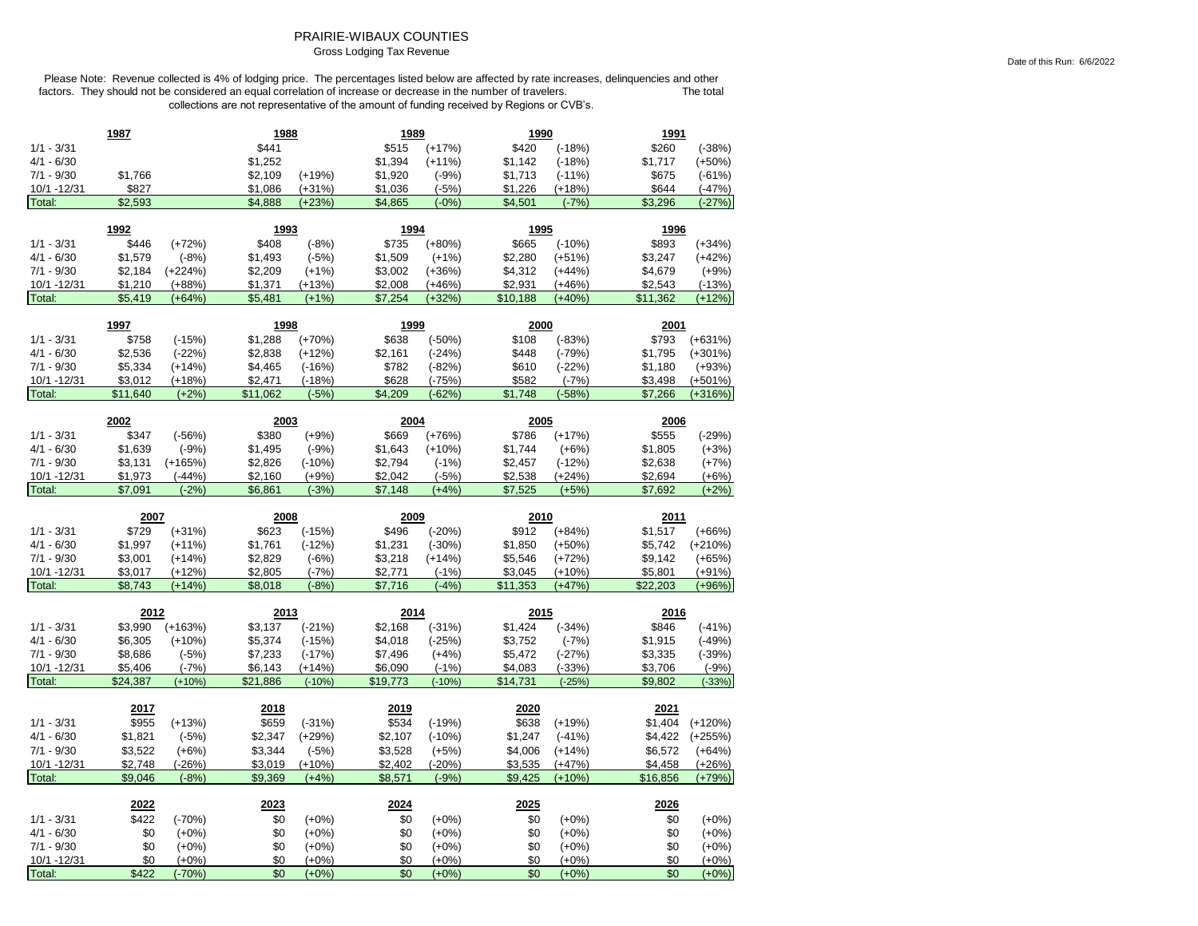# PRAIRIE-WIBAUX COUNTIES

Gross Lodging Tax Revenue

Date of this Run: 6/6/2022

Please Note: Revenue collected is 4% of lodging price. The percentages listed below are affected by rate increases, delinquencies and other factors. They should not be considered an equal correlation of increase or decrease in the number of travelers. The total collections are not representative of the amount of funding received by Regions or CVB's.

| | 1987 | | 1988 | | 1989 | | 1990 | | 1991 | |
|---|---|---|---|---|---|---|---|---|---|---|
| 1/1 - 3/31 | | | $441 | | $515 | (+17%) | $420 | (-18%) | $260 | (-38%) |
| 4/1 - 6/30 | | | $1,252 | | $1,394 | (+11%) | $1,142 | (-18%) | $1,717 | (+50%) |
| 7/1 - 9/30 | $1,766 | | $2,109 | (+19%) | $1,920 | (-9%) | $1,713 | (-11%) | $675 | (-61%) |
| 10/1 -12/31 | $827 | | $1,086 | (+31%) | $1,036 | (-5%) | $1,226 | (+18%) | $644 | (-47%) |
| Total: | $2,593 | | $4,888 | (+23%) | $4,865 | (-0%) | $4,501 | (-7%) | $3,296 | (-27%) |

| | 1992 | | 1993 | | 1994 | | 1995 | | 1996 | |
|---|---|---|---|---|---|---|---|---|---|---|
| 1/1 - 3/31 | $446 | (+72%) | $408 | (-8%) | $735 | (+80%) | $665 | (-10%) | $893 | (+34%) |
| 4/1 - 6/30 | $1,579 | (-8%) | $1,493 | (-5%) | $1,509 | (+1%) | $2,280 | (+51%) | $3,247 | (+42%) |
| 7/1 - 9/30 | $2,184 | (+224%) | $2,209 | (+1%) | $3,002 | (+36%) | $4,312 | (+44%) | $4,679 | (+9%) |
| 10/1 -12/31 | $1,210 | (+88%) | $1,371 | (+13%) | $2,008 | (+46%) | $2,931 | (+46%) | $2,543 | (-13%) |
| Total: | $5,419 | (+64%) | $5,481 | (+1%) | $7,254 | (+32%) | $10,188 | (+40%) | $11,362 | (+12%) |

| | 1997 | | 1998 | | 1999 | | 2000 | | 2001 | |
|---|---|---|---|---|---|---|---|---|---|---|
| 1/1 - 3/31 | $758 | (-15%) | $1,288 | (+70%) | $638 | (-50%) | $108 | (-83%) | $793 | (+631%) |
| 4/1 - 6/30 | $2,536 | (-22%) | $2,838 | (+12%) | $2,161 | (-24%) | $448 | (-79%) | $1,795 | (+301%) |
| 7/1 - 9/30 | $5,334 | (+14%) | $4,465 | (-16%) | $782 | (-82%) | $610 | (-22%) | $1,180 | (+93%) |
| 10/1 -12/31 | $3,012 | (+18%) | $2,471 | (-18%) | $628 | (-75%) | $582 | (-7%) | $3,498 | (+501%) |
| Total: | $11,640 | (+2%) | $11,062 | (-5%) | $4,209 | (-62%) | $1,748 | (-58%) | $7,266 | (+316%) |

| | 2002 | | 2003 | | 2004 | | 2005 | | 2006 | |
|---|---|---|---|---|---|---|---|---|---|---|
| 1/1 - 3/31 | $347 | (-56%) | $380 | (+9%) | $669 | (+76%) | $786 | (+17%) | $555 | (-29%) |
| 4/1 - 6/30 | $1,639 | (-9%) | $1,495 | (-9%) | $1,643 | (+10%) | $1,744 | (+6%) | $1,805 | (+3%) |
| 7/1 - 9/30 | $3,131 | (+165%) | $2,826 | (-10%) | $2,794 | (-1%) | $2,457 | (-12%) | $2,638 | (+7%) |
| 10/1 -12/31 | $1,973 | (-44%) | $2,160 | (+9%) | $2,042 | (-5%) | $2,538 | (+24%) | $2,694 | (+6%) |
| Total: | $7,091 | (-2%) | $6,861 | (-3%) | $7,148 | (+4%) | $7,525 | (+5%) | $7,692 | (+2%) |

| | 2007 | | 2008 | | 2009 | | 2010 | | 2011 | |
|---|---|---|---|---|---|---|---|---|---|---|
| 1/1 - 3/31 | $729 | (+31%) | $623 | (-15%) | $496 | (-20%) | $912 | (+84%) | $1,517 | (+66%) |
| 4/1 - 6/30 | $1,997 | (+11%) | $1,761 | (-12%) | $1,231 | (-30%) | $1,850 | (+50%) | $5,742 | (+210%) |
| 7/1 - 9/30 | $3,001 | (+14%) | $2,829 | (-6%) | $3,218 | (+14%) | $5,546 | (+72%) | $9,142 | (+65%) |
| 10/1 -12/31 | $3,017 | (+12%) | $2,805 | (-7%) | $2,771 | (-1%) | $3,045 | (+10%) | $5,801 | (+91%) |
| Total: | $8,743 | (+14%) | $8,018 | (-8%) | $7,716 | (-4%) | $11,353 | (+47%) | $22,203 | (+96%) |

| | 2012 | | 2013 | | 2014 | | 2015 | | 2016 | |
|---|---|---|---|---|---|---|---|---|---|---|
| 1/1 - 3/31 | $3,990 | (+163%) | $3,137 | (-21%) | $2,168 | (-31%) | $1,424 | (-34%) | $846 | (-41%) |
| 4/1 - 6/30 | $6,305 | (+10%) | $5,374 | (-15%) | $4,018 | (-25%) | $3,752 | (-7%) | $1,915 | (-49%) |
| 7/1 - 9/30 | $8,686 | (-5%) | $7,233 | (-17%) | $7,496 | (+4%) | $5,472 | (-27%) | $3,335 | (-39%) |
| 10/1 -12/31 | $5,406 | (-7%) | $6,143 | (+14%) | $6,090 | (-1%) | $4,083 | (-33%) | $3,706 | (-9%) |
| Total: | $24,387 | (+10%) | $21,886 | (-10%) | $19,773 | (-10%) | $14,731 | (-25%) | $9,802 | (-33%) |

| | 2017 | | 2018 | | 2019 | | 2020 | | 2021 | |
|---|---|---|---|---|---|---|---|---|---|---|
| 1/1 - 3/31 | $955 | (+13%) | $659 | (-31%) | $534 | (-19%) | $638 | (+19%) | $1,404 | (+120%) |
| 4/1 - 6/30 | $1,821 | (-5%) | $2,347 | (+29%) | $2,107 | (-10%) | $1,247 | (-41%) | $4,422 | (+255%) |
| 7/1 - 9/30 | $3,522 | (+6%) | $3,344 | (-5%) | $3,528 | (+5%) | $4,006 | (+14%) | $6,572 | (+64%) |
| 10/1 -12/31 | $2,748 | (-26%) | $3,019 | (+10%) | $2,402 | (-20%) | $3,535 | (+47%) | $4,458 | (+26%) |
| Total: | $9,046 | (-8%) | $9,369 | (+4%) | $8,571 | (-9%) | $9,425 | (+10%) | $16,856 | (+79%) |

| | 2022 | | 2023 | | 2024 | | 2025 | | 2026 | |
|---|---|---|---|---|---|---|---|---|---|---|
| 1/1 - 3/31 | $422 | (-70%) | $0 | (+0%) | $0 | (+0%) | $0 | (+0%) | $0 | (+0%) |
| 4/1 - 6/30 | $0 | (+0%) | $0 | (+0%) | $0 | (+0%) | $0 | (+0%) | $0 | (+0%) |
| 7/1 - 9/30 | $0 | (+0%) | $0 | (+0%) | $0 | (+0%) | $0 | (+0%) | $0 | (+0%) |
| 10/1 -12/31 | $0 | (+0%) | $0 | (+0%) | $0 | (+0%) | $0 | (+0%) | $0 | (+0%) |
| Total: | $422 | (-70%) | $0 | (+0%) | $0 | (+0%) | $0 | (+0%) | $0 | (+0%) |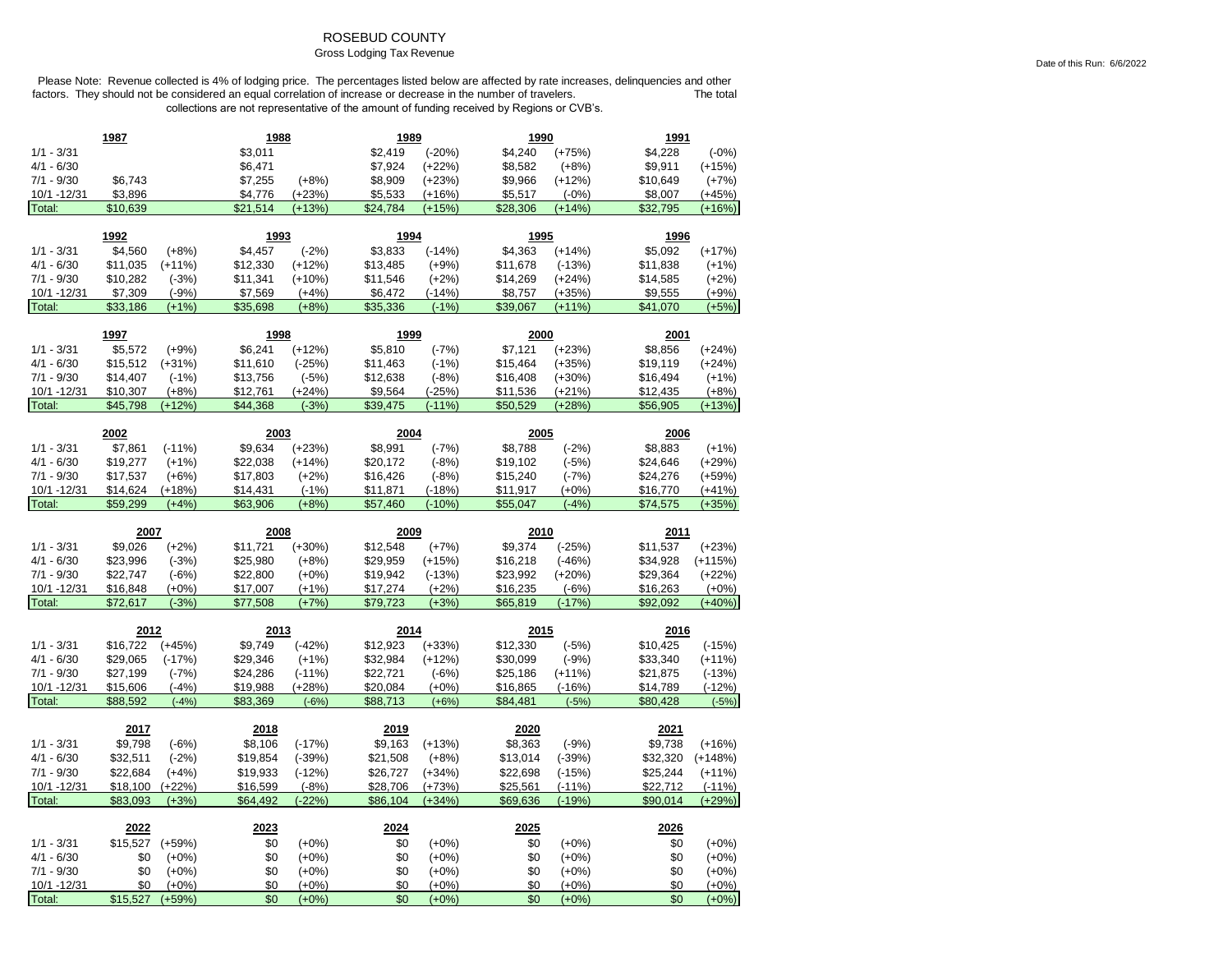# ROSEBUD COUNTY

Gross Lodging Tax Revenue

Date of this Run: 6/6/2022

Please Note: Revenue collected is 4% of lodging price. The percentages listed below are affected by rate increases, delinquencies and other factors. They should not be considered an equal correlation of increase or decrease in the number of travelers. The total collections are not representative of the amount of funding received by Regions or CVB's.

| | 1987 | | 1988 | | 1989 | | 1990 | | 1991 | |
|---|---|---|---|---|---|---|---|---|---|---|
| 1/1 - 3/31 | | | $3,011 | | $2,419 | (-20%) | $4,240 | (+75%) | $4,228 | (-0%) |
| 4/1 - 6/30 | | | $6,471 | | $7,924 | (+22%) | $8,582 | (+8%) | $9,911 | (+15%) |
| 7/1 - 9/30 | $6,743 | | $7,255 | (+8%) | $8,909 | (+23%) | $9,966 | (+12%) | $10,649 | (+7%) |
| 10/1 -12/31 | $3,896 | | $4,776 | (+23%) | $5,533 | (+16%) | $5,517 | (-0%) | $8,007 | (+45%) |
| Total: | $10,639 | | $21,514 | (+13%) | $24,784 | (+15%) | $28,306 | (+14%) | $32,795 | (+16%) |

| | 1992 | | 1993 | | 1994 | | 1995 | | 1996 | |
|---|---|---|---|---|---|---|---|---|---|---|
| 1/1 - 3/31 | $4,560 | (+8%) | $4,457 | (-2%) | $3,833 | (-14%) | $4,363 | (+14%) | $5,092 | (+17%) |
| 4/1 - 6/30 | $11,035 | (+11%) | $12,330 | (+12%) | $13,485 | (+9%) | $11,678 | (-13%) | $11,838 | (+1%) |
| 7/1 - 9/30 | $10,282 | (-3%) | $11,341 | (+10%) | $11,546 | (+2%) | $14,269 | (+24%) | $14,585 | (+2%) |
| 10/1 -12/31 | $7,309 | (-9%) | $7,569 | (+4%) | $6,472 | (-14%) | $8,757 | (+35%) | $9,555 | (+9%) |
| Total: | $33,186 | (+1%) | $35,698 | (+8%) | $35,336 | (-1%) | $39,067 | (+11%) | $41,070 | (+5%) |

| | 1997 | | 1998 | | 1999 | | 2000 | | 2001 | |
|---|---|---|---|---|---|---|---|---|---|---|
| 1/1 - 3/31 | $5,572 | (+9%) | $6,241 | (+12%) | $5,810 | (-7%) | $7,121 | (+23%) | $8,856 | (+24%) |
| 4/1 - 6/30 | $15,512 | (+31%) | $11,610 | (-25%) | $11,463 | (-1%) | $15,464 | (+35%) | $19,119 | (+24%) |
| 7/1 - 9/30 | $14,407 | (-1%) | $13,756 | (-5%) | $12,638 | (-8%) | $16,408 | (+30%) | $16,494 | (+1%) |
| 10/1 -12/31 | $10,307 | (+8%) | $12,761 | (+24%) | $9,564 | (-25%) | $11,536 | (+21%) | $12,435 | (+8%) |
| Total: | $45,798 | (+12%) | $44,368 | (-3%) | $39,475 | (-11%) | $50,529 | (+28%) | $56,905 | (+13%) |

| | 2002 | | 2003 | | 2004 | | 2005 | | 2006 | |
|---|---|---|---|---|---|---|---|---|---|---|
| 1/1 - 3/31 | $7,861 | (-11%) | $9,634 | (+23%) | $8,991 | (-7%) | $8,788 | (-2%) | $8,883 | (+1%) |
| 4/1 - 6/30 | $19,277 | (+1%) | $22,038 | (+14%) | $20,172 | (-8%) | $19,102 | (-5%) | $24,646 | (+29%) |
| 7/1 - 9/30 | $17,537 | (+6%) | $17,803 | (+2%) | $16,426 | (-8%) | $15,240 | (-7%) | $24,276 | (+59%) |
| 10/1 -12/31 | $14,624 | (+18%) | $14,431 | (-1%) | $11,871 | (-18%) | $11,917 | (+0%) | $16,770 | (+41%) |
| Total: | $59,299 | (+4%) | $63,906 | (+8%) | $57,460 | (-10%) | $55,047 | (-4%) | $74,575 | (+35%) |

| | 2007 | | 2008 | | 2009 | | 2010 | | 2011 | |
|---|---|---|---|---|---|---|---|---|---|---|
| 1/1 - 3/31 | $9,026 | (+2%) | $11,721 | (+30%) | $12,548 | (+7%) | $9,374 | (-25%) | $11,537 | (+23%) |
| 4/1 - 6/30 | $23,996 | (-3%) | $25,980 | (+8%) | $29,959 | (+15%) | $16,218 | (-46%) | $34,928 | (+115%) |
| 7/1 - 9/30 | $22,747 | (-6%) | $22,800 | (+0%) | $19,942 | (-13%) | $23,992 | (+20%) | $29,364 | (+22%) |
| 10/1 -12/31 | $16,848 | (+0%) | $17,007 | (+1%) | $17,274 | (+2%) | $16,235 | (-6%) | $16,263 | (+0%) |
| Total: | $72,617 | (-3%) | $77,508 | (+7%) | $79,723 | (+3%) | $65,819 | (-17%) | $92,092 | (+40%) |

| | 2012 | | 2013 | | 2014 | | 2015 | | 2016 | |
|---|---|---|---|---|---|---|---|---|---|---|
| 1/1 - 3/31 | $16,722 | (+45%) | $9,749 | (-42%) | $12,923 | (+33%) | $12,330 | (-5%) | $10,425 | (-15%) |
| 4/1 - 6/30 | $29,065 | (-17%) | $29,346 | (+1%) | $32,984 | (+12%) | $30,099 | (-9%) | $33,340 | (+11%) |
| 7/1 - 9/30 | $27,199 | (-7%) | $24,286 | (-11%) | $22,721 | (-6%) | $25,186 | (+11%) | $21,875 | (-13%) |
| 10/1 -12/31 | $15,606 | (-4%) | $19,988 | (+28%) | $20,084 | (+0%) | $16,865 | (-16%) | $14,789 | (-12%) |
| Total: | $88,592 | (-4%) | $83,369 | (-6%) | $88,713 | (+6%) | $84,481 | (-5%) | $80,428 | (-5%) |

| | 2017 | | 2018 | | 2019 | | 2020 | | 2021 | |
|---|---|---|---|---|---|---|---|---|---|---|
| 1/1 - 3/31 | $9,798 | (-6%) | $8,106 | (-17%) | $9,163 | (+13%) | $8,363 | (-9%) | $9,738 | (+16%) |
| 4/1 - 6/30 | $32,511 | (-2%) | $19,854 | (-39%) | $21,508 | (+8%) | $13,014 | (-39%) | $32,320 | (+148%) |
| 7/1 - 9/30 | $22,684 | (+4%) | $19,933 | (-12%) | $26,727 | (+34%) | $22,698 | (-15%) | $25,244 | (+11%) |
| 10/1 -12/31 | $18,100 | (+22%) | $16,599 | (-8%) | $28,706 | (+73%) | $25,561 | (-11%) | $22,712 | (-11%) |
| Total: | $83,093 | (+3%) | $64,492 | (-22%) | $86,104 | (+34%) | $69,636 | (-19%) | $90,014 | (+29%) |

| | 2022 | | 2023 | | 2024 | | 2025 | | 2026 | |
|---|---|---|---|---|---|---|---|---|---|---|
| 1/1 - 3/31 | $15,527 | (+59%) | $0 | (+0%) | $0 | (+0%) | $0 | (+0%) | $0 | (+0%) |
| 4/1 - 6/30 | $0 | (+0%) | $0 | (+0%) | $0 | (+0%) | $0 | (+0%) | $0 | (+0%) |
| 7/1 - 9/30 | $0 | (+0%) | $0 | (+0%) | $0 | (+0%) | $0 | (+0%) | $0 | (+0%) |
| 10/1 -12/31 | $0 | (+0%) | $0 | (+0%) | $0 | (+0%) | $0 | (+0%) | $0 | (+0%) |
| Total: | $15,527 | (+59%) | $0 | (+0%) | $0 | (+0%) | $0 | (+0%) | $0 | (+0%) |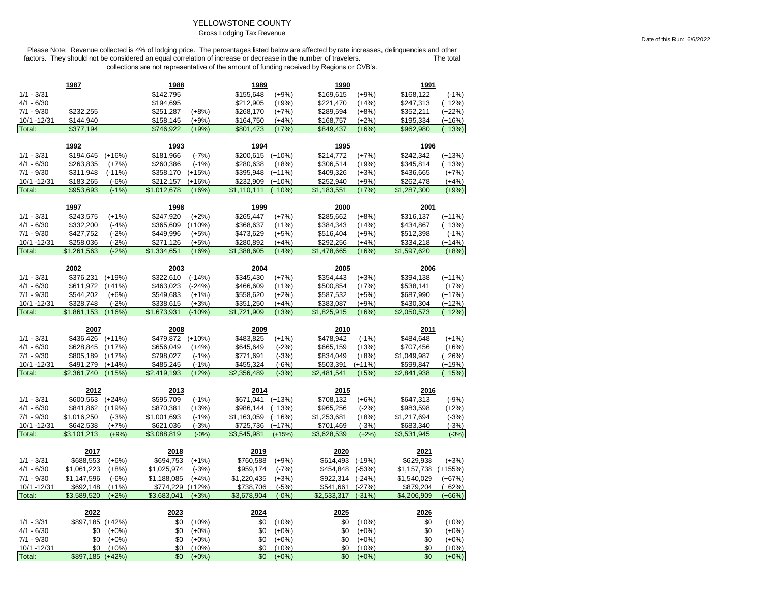# YELLOWSTONE COUNTY

Gross Lodging Tax Revenue

Date of this Run: 6/6/2022

Please Note: Revenue collected is 4% of lodging price. The percentages listed below are affected by rate increases, delinquencies and other factors. They should not be considered an equal correlation of increase or decrease in the number of travelers. The total collections are not representative of the amount of funding received by Regions or CVB's.

| | 1987 | | 1988 | | 1989 | | 1990 | | 1991 | |
|---|---|---|---|---|---|---|---|---|---|---|
| 1/1 - 3/31 | | | $142,795 | | $155,648 | (+9%) | $169,615 | (+9%) | $168,122 | (-1%) |
| 4/1 - 6/30 | | | $194,695 | | $212,905 | (+9%) | $221,470 | (+4%) | $247,313 | (+12%) |
| 7/1 - 9/30 | $232,255 | | $251,287 | (+8%) | $268,170 | (+7%) | $289,594 | (+8%) | $352,211 | (+22%) |
| 10/1 -12/31 | $144,940 | | $158,145 | (+9%) | $164,750 | (+4%) | $168,757 | (+2%) | $195,334 | (+16%) |
| Total: | $377,194 | | $746,922 | (+9%) | $801,473 | (+7%) | $849,437 | (+6%) | $962,980 | (+13%) |

| | 1992 | | 1993 | | 1994 | | 1995 | | 1996 | |
|---|---|---|---|---|---|---|---|---|---|---|
| 1/1 - 3/31 | $194,645 | (+16%) | $181,966 | (-7%) | $200,615 | (+10%) | $214,772 | (+7%) | $242,342 | (+13%) |
| 4/1 - 6/30 | $263,835 | (+7%) | $260,386 | (-1%) | $280,638 | (+8%) | $306,514 | (+9%) | $345,814 | (+13%) |
| 7/1 - 9/30 | $311,948 | (-11%) | $358,170 | (+15%) | $395,948 | (+11%) | $409,326 | (+3%) | $436,665 | (+7%) |
| 10/1 -12/31 | $183,265 | (-6%) | $212,157 | (+16%) | $232,909 | (+10%) | $252,940 | (+9%) | $262,478 | (+4%) |
| Total: | $953,693 | (-1%) | $1,012,678 | (+6%) | $1,110,111 | (+10%) | $1,183,551 | (+7%) | $1,287,300 | (+9%) |

| | 1997 | | 1998 | | 1999 | | 2000 | | 2001 | |
|---|---|---|---|---|---|---|---|---|---|---|
| 1/1 - 3/31 | $243,575 | (+1%) | $247,920 | (+2%) | $265,447 | (+7%) | $285,662 | (+8%) | $316,137 | (+11%) |
| 4/1 - 6/30 | $332,200 | (-4%) | $365,609 | (+10%) | $368,637 | (+1%) | $384,343 | (+4%) | $434,867 | (+13%) |
| 7/1 - 9/30 | $427,752 | (-2%) | $449,996 | (+5%) | $473,629 | (+5%) | $516,404 | (+9%) | $512,398 | (-1%) |
| 10/1 -12/31 | $258,036 | (-2%) | $271,126 | (+5%) | $280,892 | (+4%) | $292,256 | (+4%) | $334,218 | (+14%) |
| Total: | $1,261,563 | (-2%) | $1,334,651 | (+6%) | $1,388,605 | (+4%) | $1,478,665 | (+6%) | $1,597,620 | (+8%) |

| | 2002 | | 2003 | | 2004 | | 2005 | | 2006 | |
|---|---|---|---|---|---|---|---|---|---|---|
| 1/1 - 3/31 | $376,231 | (+19%) | $322,610 | (-14%) | $345,430 | (+7%) | $354,443 | (+3%) | $394,138 | (+11%) |
| 4/1 - 6/30 | $611,972 | (+41%) | $463,023 | (-24%) | $466,609 | (+1%) | $500,854 | (+7%) | $538,141 | (+7%) |
| 7/1 - 9/30 | $544,202 | (+6%) | $549,683 | (+1%) | $558,620 | (+2%) | $587,532 | (+5%) | $687,990 | (+17%) |
| 10/1 -12/31 | $328,748 | (-2%) | $338,615 | (+3%) | $351,250 | (+4%) | $383,087 | (+9%) | $430,304 | (+12%) |
| Total: | $1,861,153 | (+16%) | $1,673,931 | (-10%) | $1,721,909 | (+3%) | $1,825,915 | (+6%) | $2,050,573 | (+12%) |

| | 2007 | | 2008 | | 2009 | | 2010 | | 2011 | |
|---|---|---|---|---|---|---|---|---|---|---|
| 1/1 - 3/31 | $436,426 | (+11%) | $479,872 | (+10%) | $483,825 | (+1%) | $478,942 | (-1%) | $484,648 | (+1%) |
| 4/1 - 6/30 | $628,845 | (+17%) | $656,049 | (+4%) | $645,649 | (-2%) | $665,159 | (+3%) | $707,456 | (+6%) |
| 7/1 - 9/30 | $805,189 | (+17%) | $798,027 | (-1%) | $771,691 | (-3%) | $834,049 | (+8%) | $1,049,987 | (+26%) |
| 10/1 -12/31 | $491,279 | (+14%) | $485,245 | (-1%) | $455,324 | (-6%) | $503,391 | (+11%) | $599,847 | (+19%) |
| Total: | $2,361,740 | (+15%) | $2,419,193 | (+2%) | $2,356,489 | (-3%) | $2,481,541 | (+5%) | $2,841,938 | (+15%) |

| | 2012 | | 2013 | | 2014 | | 2015 | | 2016 | |
|---|---|---|---|---|---|---|---|---|---|---|
| 1/1 - 3/31 | $600,563 | (+24%) | $595,709 | (-1%) | $671,041 | (+13%) | $708,132 | (+6%) | $647,313 | (-9%) |
| 4/1 - 6/30 | $841,862 | (+19%) | $870,381 | (+3%) | $986,144 | (+13%) | $965,256 | (-2%) | $983,598 | (+2%) |
| 7/1 - 9/30 | $1,016,250 | (-3%) | $1,001,693 | (-1%) | $1,163,059 | (+16%) | $1,253,681 | (+8%) | $1,217,694 | (-3%) |
| 10/1 -12/31 | $642,538 | (+7%) | $621,036 | (-3%) | $725,736 | (+17%) | $701,469 | (-3%) | $683,340 | (-3%) |
| Total: | $3,101,213 | (+9%) | $3,088,819 | (-0%) | $3,545,981 | (+15%) | $3,628,539 | (+2%) | $3,531,945 | (-3%) |

| | 2017 | | 2018 | | 2019 | | 2020 | | 2021 | |
|---|---|---|---|---|---|---|---|---|---|---|
| 1/1 - 3/31 | $688,553 | (+6%) | $694,753 | (+1%) | $760,588 | (+9%) | $614,493 | (-19%) | $629,938 | (+3%) |
| 4/1 - 6/30 | $1,061,223 | (+8%) | $1,025,974 | (-3%) | $959,174 | (-7%) | $454,848 | (-53%) | $1,157,738 | (+155%) |
| 7/1 - 9/30 | $1,147,596 | (-6%) | $1,188,085 | (+4%) | $1,220,435 | (+3%) | $922,314 | (-24%) | $1,540,029 | (+67%) |
| 10/1 -12/31 | $692,148 | (+1%) | $774,229 | (+12%) | $738,706 | (-5%) | $541,661 | (-27%) | $879,204 | (+62%) |
| Total: | $3,589,520 | (+2%) | $3,683,041 | (+3%) | $3,678,904 | (-0%) | $2,533,317 | (-31%) | $4,206,909 | (+66%) |

| | 2022 | | 2023 | | 2024 | | 2025 | | 2026 | |
|---|---|---|---|---|---|---|---|---|---|---|
| 1/1 - 3/31 | $897,185 | (+42%) | $0 | (+0%) | $0 | (+0%) | $0 | (+0%) | $0 | (+0%) |
| 4/1 - 6/30 | $0 | (+0%) | $0 | (+0%) | $0 | (+0%) | $0 | (+0%) | $0 | (+0%) |
| 7/1 - 9/30 | $0 | (+0%) | $0 | (+0%) | $0 | (+0%) | $0 | (+0%) | $0 | (+0%) |
| 10/1 -12/31 | $0 | (+0%) | $0 | (+0%) | $0 | (+0%) | $0 | (+0%) | $0 | (+0%) |
| Total: | $897,185 | (+42%) | $0 | (+0%) | $0 | (+0%) | $0 | (+0%) | $0 | (+0%) |